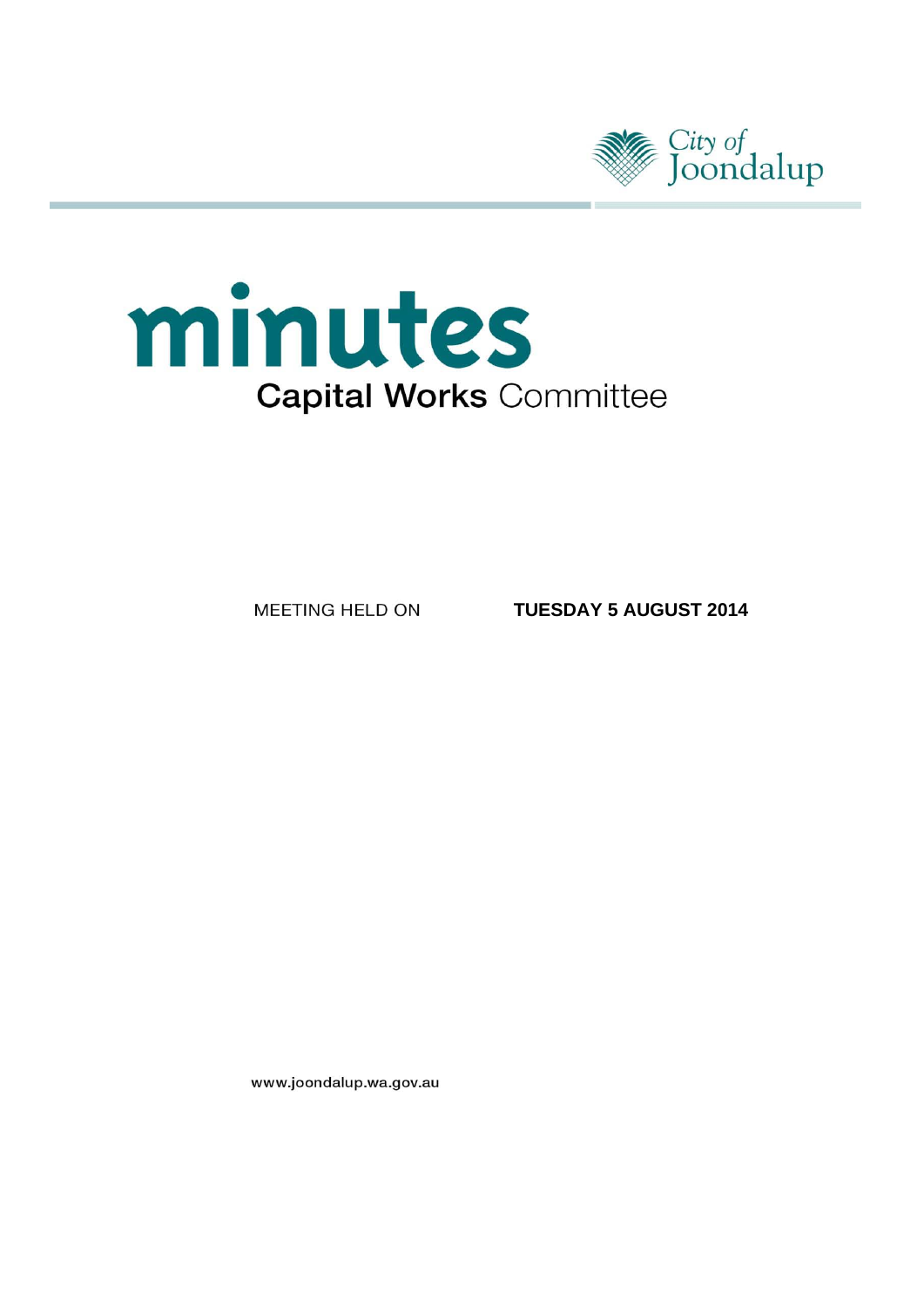City of Joondalup

# minutes

## Capital Works Committee

MEETING HELD ON **TUESDAY 5 AUGUST 2014**

www.joondalup.wa.gov.au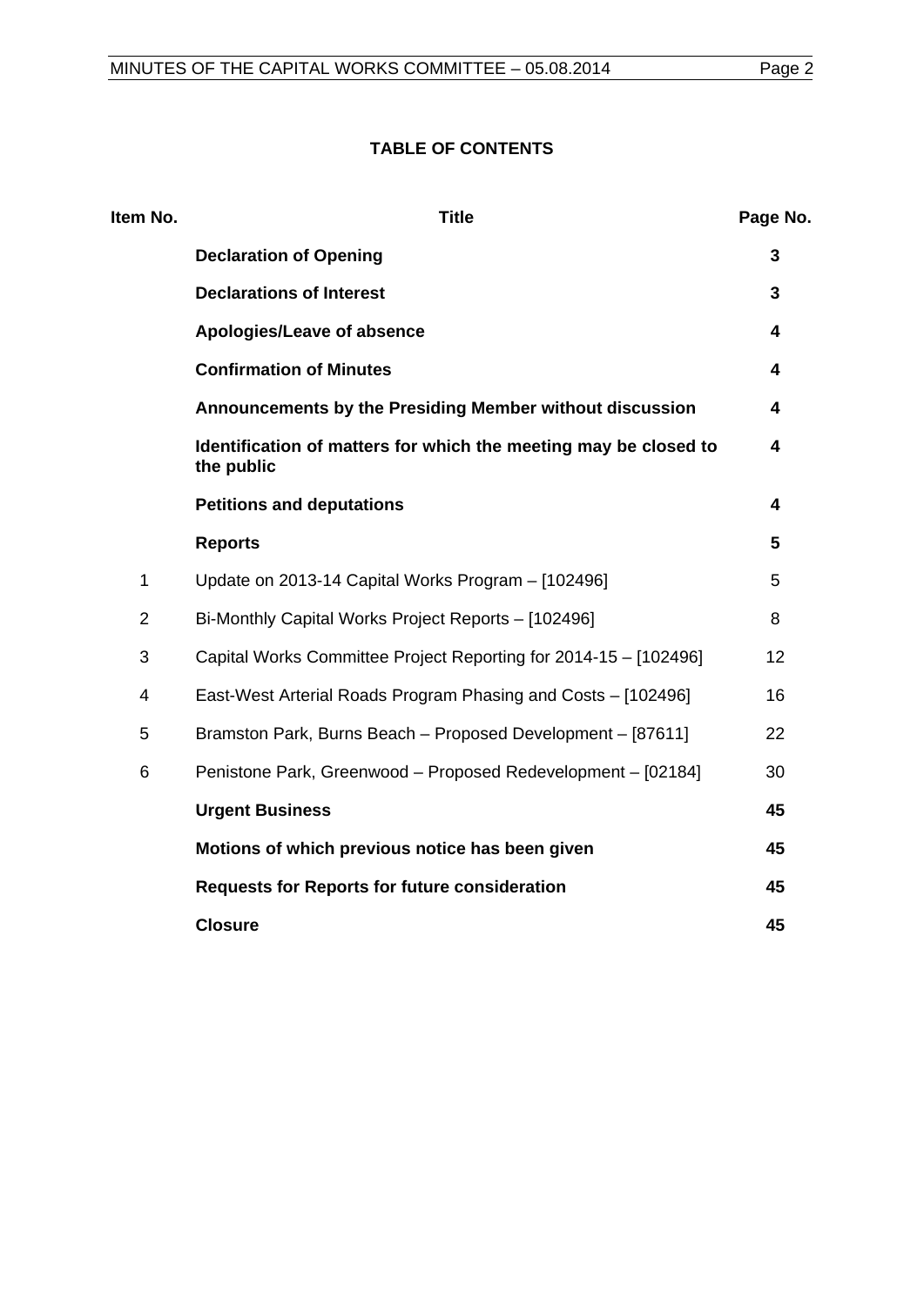## TABLE OF CONTENTS

| Item No. | Title | Page No. |
|---|---|---|
| | **Declaration of Opening** | **3** |
| | **Declarations of Interest** | **3** |
| | **Apologies/Leave of absence** | **4** |
| | **Confirmation of Minutes** | **4** |
| | **Announcements by the Presiding Member without discussion** | **4** |
| | **Identification of matters for which the meeting may be closed to the public** | **4** |
| | **Petitions and deputations** | **4** |
| | **Reports** | **5** |
| 1 | Update on 2013-14 Capital Works Program – [102496] | 5 |
| 2 | Bi-Monthly Capital Works Project Reports – [102496] | 8 |
| 3 | Capital Works Committee Project Reporting for 2014-15 – [102496] | 12 |
| 4 | East-West Arterial Roads Program Phasing and Costs – [102496] | 16 |
| 5 | Bramston Park, Burns Beach – Proposed Development – [87611] | 22 |
| 6 | Penistone Park, Greenwood – Proposed Redevelopment – [02184] | 30 |
| | **Urgent Business** | **45** |
| | **Motions of which previous notice has been given** | **45** |
| | **Requests for Reports for future consideration** | **45** |
| | **Closure** | **45** |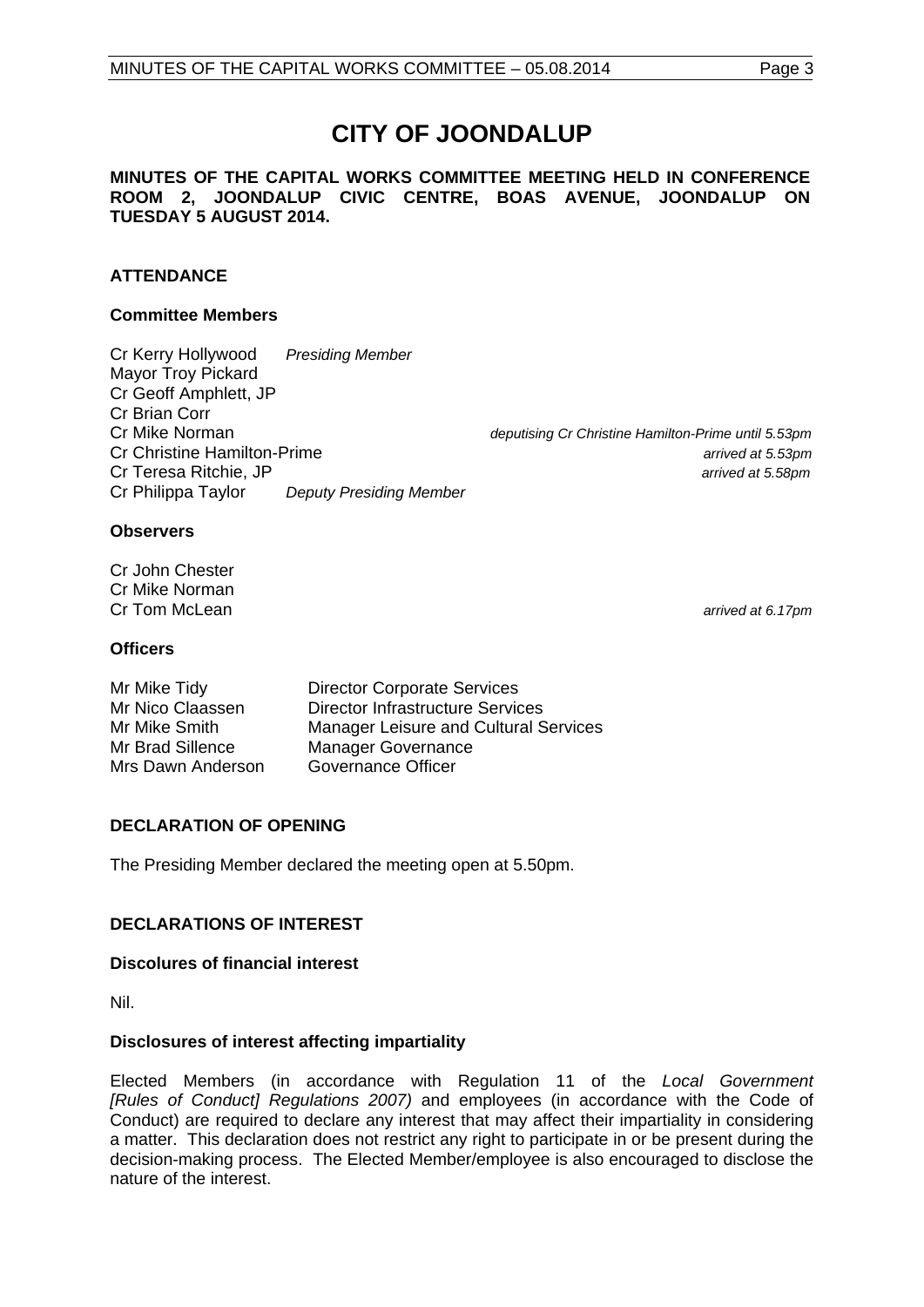# CITY OF JOONDALUP

**MINUTES OF THE CAPITAL WORKS COMMITTEE MEETING HELD IN CONFERENCE ROOM 2, JOONDALUP CIVIC CENTRE, BOAS AVENUE, JOONDALUP ON TUESDAY 5 AUGUST 2014.**

## ATTENDANCE

### Committee Members

| | | |
|---|---|---|
| Cr Kerry Hollywood | *Presiding Member* | |
| Mayor Troy Pickard | | |
| Cr Geoff Amphlett, JP | | |
| Cr Brian Corr | | |
| Cr Mike Norman | | *deputising Cr Christine Hamilton-Prime until 5.53pm* |
| Cr Christine Hamilton-Prime | | *arrived at 5.53pm* |
| Cr Teresa Ritchie, JP | | *arrived at 5.58pm* |
| Cr Philippa Taylor | *Deputy Presiding Member* | |

### Observers

| | |
|---|---|
| Cr John Chester | |
| Cr Mike Norman | |
| Cr Tom McLean | *arrived at 6.17pm* |

### Officers

| | |
|---|---|
| Mr Mike Tidy | Director Corporate Services |
| Mr Nico Claassen | Director Infrastructure Services |
| Mr Mike Smith | Manager Leisure and Cultural Services |
| Mr Brad Sillence | Manager Governance |
| Mrs Dawn Anderson | Governance Officer |

## DECLARATION OF OPENING

The Presiding Member declared the meeting open at 5.50pm.

## DECLARATIONS OF INTEREST

### Discolures of financial interest

Nil.

### Disclosures of interest affecting impartiality

Elected Members (in accordance with Regulation 11 of the *Local Government [Rules of Conduct] Regulations 2007)* and employees (in accordance with the Code of Conduct) are required to declare any interest that may affect their impartiality in considering a matter. This declaration does not restrict any right to participate in or be present during the decision-making process. The Elected Member/employee is also encouraged to disclose the nature of the interest.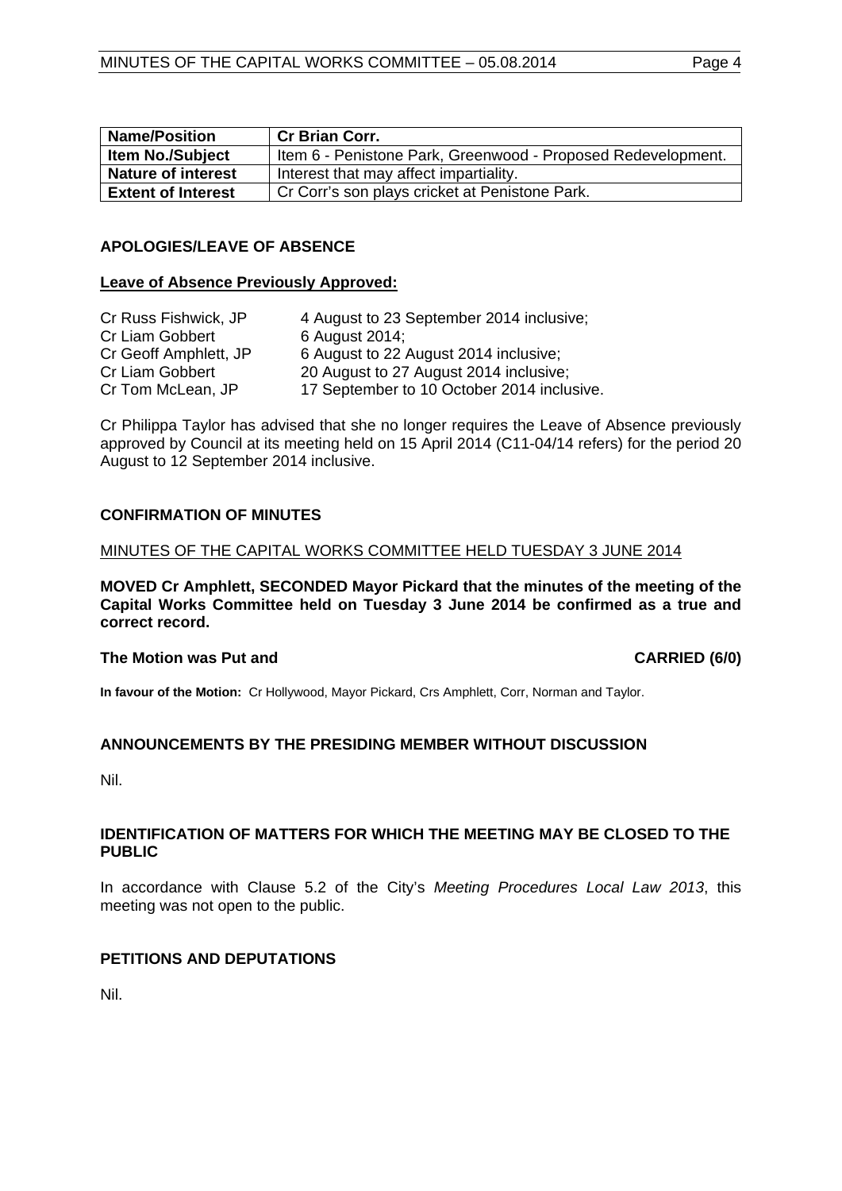| Name/Position | Cr Brian Corr. |
| --- | --- |
| Item No./Subject | Item 6 - Penistone Park, Greenwood - Proposed Redevelopment. |
| Nature of interest | Interest that may affect impartiality. |
| Extent of Interest | Cr Corr's son plays cricket at Penistone Park. |

## APOLOGIES/LEAVE OF ABSENCE

**Leave of Absence Previously Approved:**

| | |
| --- | --- |
| Cr Russ Fishwick, JP | 4 August to 23 September 2014 inclusive; |
| Cr Liam Gobbert | 6 August 2014; |
| Cr Geoff Amphlett, JP | 6 August to 22 August 2014 inclusive; |
| Cr Liam Gobbert | 20 August to 27 August 2014 inclusive; |
| Cr Tom McLean, JP | 17 September to 10 October 2014 inclusive. |

Cr Philippa Taylor has advised that she no longer requires the Leave of Absence previously approved by Council at its meeting held on 15 April 2014 (C11-04/14 refers) for the period 20 August to 12 September 2014 inclusive.

## CONFIRMATION OF MINUTES

MINUTES OF THE CAPITAL WORKS COMMITTEE HELD TUESDAY 3 JUNE 2014

**MOVED Cr Amphlett, SECONDED Mayor Pickard that the minutes of the meeting of the Capital Works Committee held on Tuesday 3 June 2014 be confirmed as a true and correct record.**

**The Motion was Put and CARRIED (6/0)**

**In favour of the Motion:** Cr Hollywood, Mayor Pickard, Crs Amphlett, Corr, Norman and Taylor.

## ANNOUNCEMENTS BY THE PRESIDING MEMBER WITHOUT DISCUSSION

Nil.

## IDENTIFICATION OF MATTERS FOR WHICH THE MEETING MAY BE CLOSED TO THE PUBLIC

In accordance with Clause 5.2 of the City's *Meeting Procedures Local Law 2013*, this meeting was not open to the public.

## PETITIONS AND DEPUTATIONS

Nil.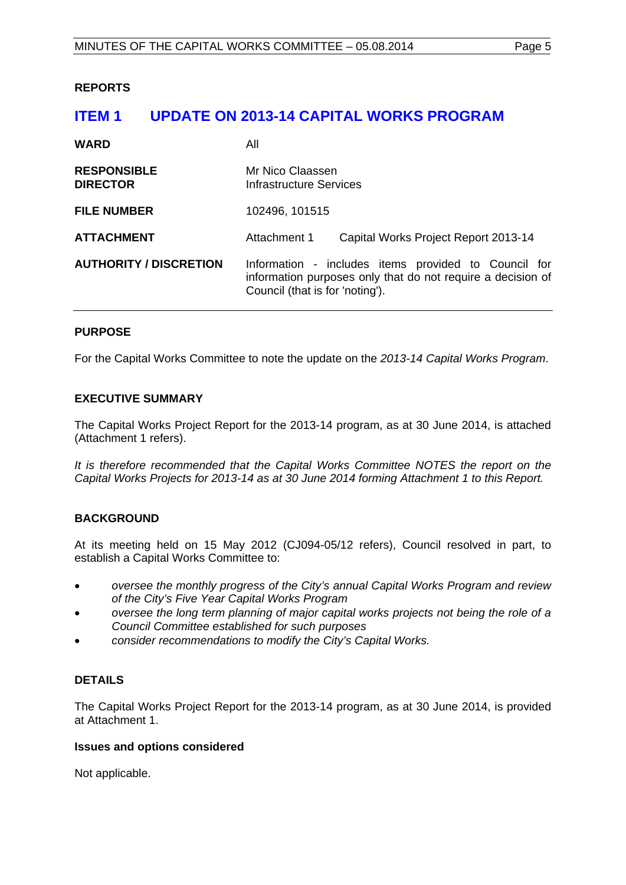**REPORTS**

## ITEM 1 UPDATE ON 2013-14 CAPITAL WORKS PROGRAM

| | | |
|---|---|---|
| **WARD** | All | |
| **RESPONSIBLE DIRECTOR** | Mr Nico Claassen<br>Infrastructure Services | |
| **FILE NUMBER** | 102496, 101515 | |
| **ATTACHMENT** | Attachment 1 | Capital Works Project Report 2013-14 |
| **AUTHORITY / DISCRETION** | Information - includes items provided to Council for information purposes only that do not require a decision of Council (that is for 'noting'). | |

**PURPOSE**

For the Capital Works Committee to note the update on the *2013-14 Capital Works Program*.

**EXECUTIVE SUMMARY**

The Capital Works Project Report for the 2013-14 program, as at 30 June 2014, is attached (Attachment 1 refers).

*It is therefore recommended that the Capital Works Committee NOTES the report on the Capital Works Projects for 2013-14 as at 30 June 2014 forming Attachment 1 to this Report.*

**BACKGROUND**

At its meeting held on 15 May 2012 (CJ094-05/12 refers), Council resolved in part, to establish a Capital Works Committee to:

- *oversee the monthly progress of the City's annual Capital Works Program and review of the City's Five Year Capital Works Program*
- *oversee the long term planning of major capital works projects not being the role of a Council Committee established for such purposes*
- *consider recommendations to modify the City's Capital Works.*

**DETAILS**

The Capital Works Project Report for the 2013-14 program, as at 30 June 2014, is provided at Attachment 1.

**Issues and options considered**

Not applicable.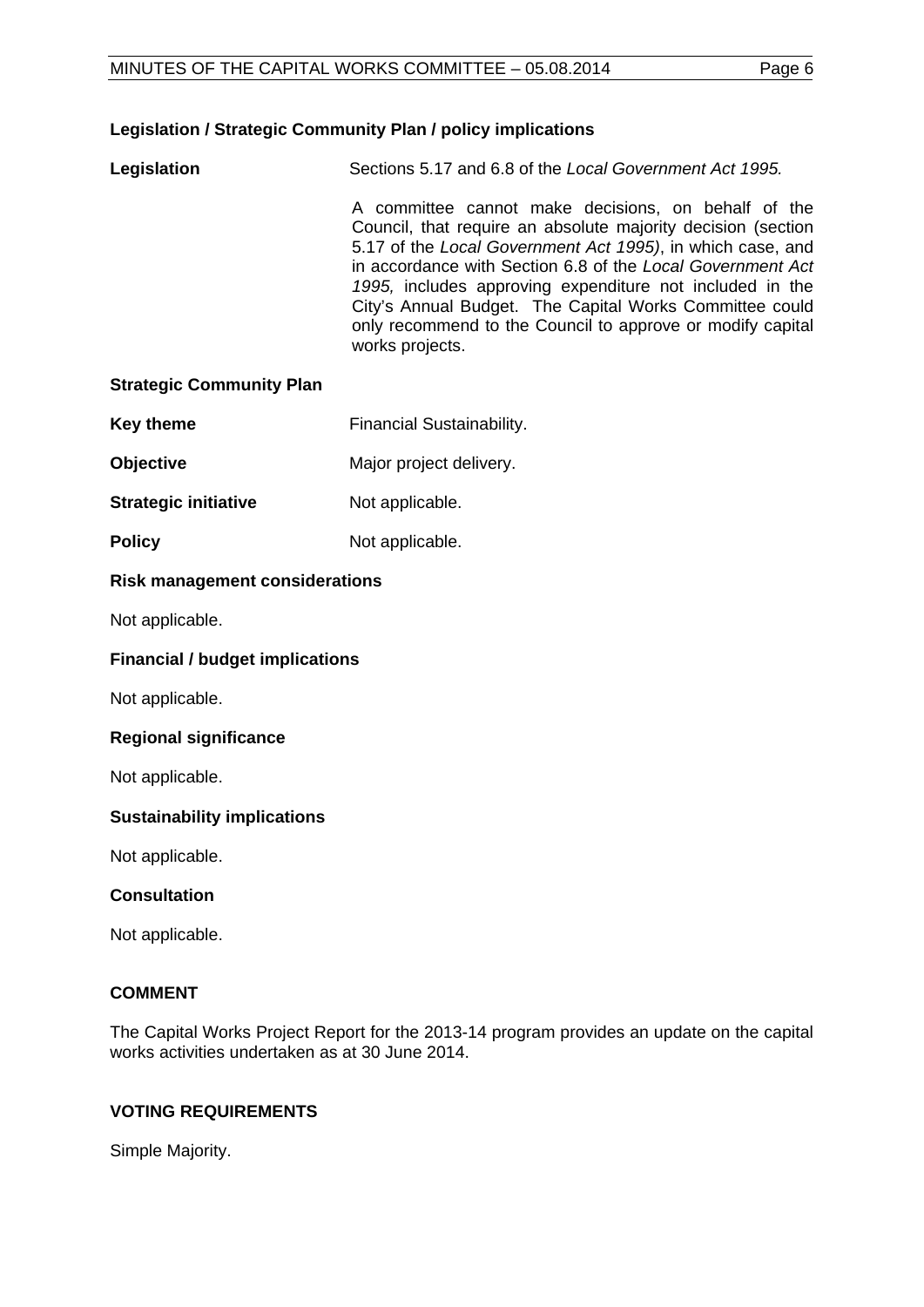### Legislation / Strategic Community Plan / policy implications

**Legislation** Sections 5.17 and 6.8 of the *Local Government Act 1995.*

A committee cannot make decisions, on behalf of the Council, that require an absolute majority decision (section 5.17 of the *Local Government Act 1995)*, in which case, and in accordance with Section 6.8 of the *Local Government Act 1995,* includes approving expenditure not included in the City's Annual Budget. The Capital Works Committee could only recommend to the Council to approve or modify capital works projects.

### Strategic Community Plan

**Key theme** Financial Sustainability.

**Objective** Major project delivery.

**Strategic initiative** Not applicable.

**Policy** Not applicable.

### Risk management considerations

Not applicable.

### Financial / budget implications

Not applicable.

### Regional significance

Not applicable.

### Sustainability implications

Not applicable.

### Consultation

Not applicable.

## COMMENT

The Capital Works Project Report for the 2013-14 program provides an update on the capital works activities undertaken as at 30 June 2014.

## VOTING REQUIREMENTS

Simple Majority.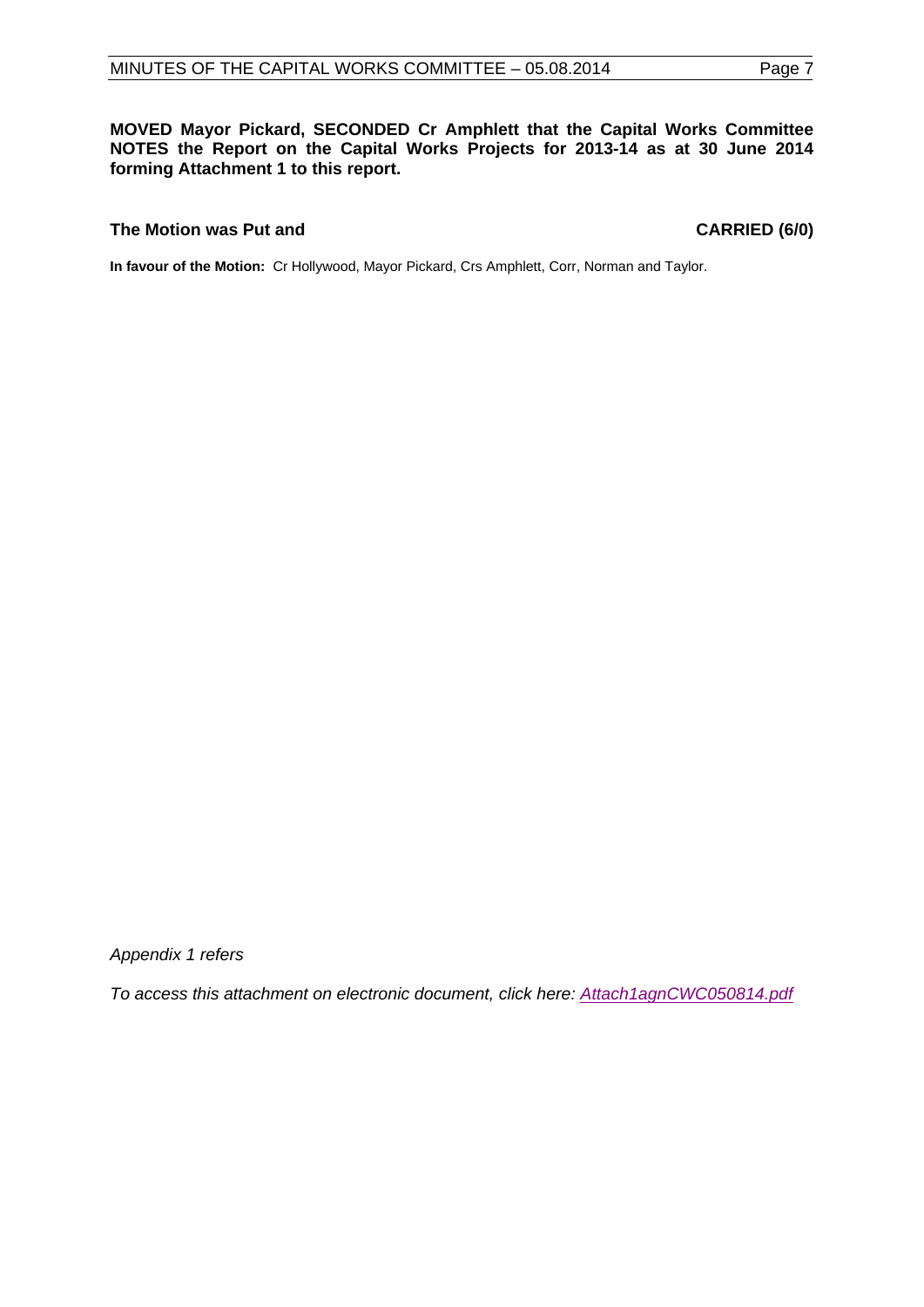**MOVED Mayor Pickard, SECONDED Cr Amphlett that the Capital Works Committee NOTES the Report on the Capital Works Projects for 2013-14 as at 30 June 2014 forming Attachment 1 to this report.**

**The Motion was Put and** **CARRIED (6/0)**

**In favour of the Motion:** Cr Hollywood, Mayor Pickard, Crs Amphlett, Corr, Norman and Taylor.

*Appendix 1 refers*

*To access this attachment on electronic document, click here: Attach1agnCWC050814.pdf*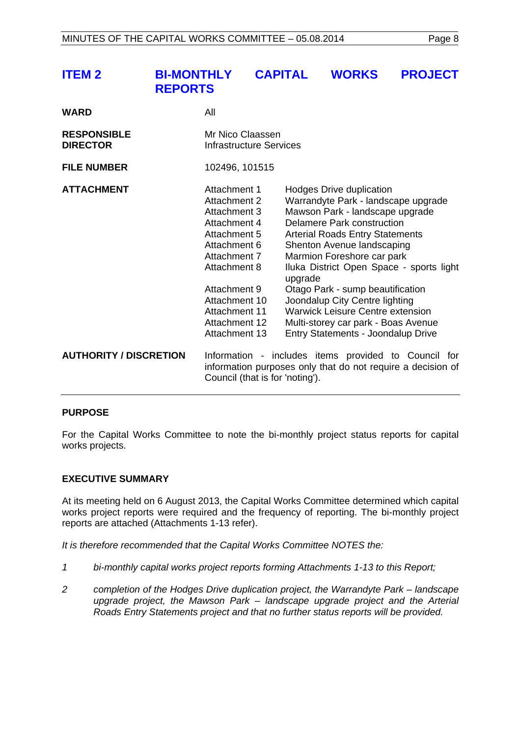## ITEM 2 BI-MONTHLY CAPITAL WORKS PROJECT REPORTS

| | | |
|---|---|---|
| **WARD** | All | |
| **RESPONSIBLE DIRECTOR** | Mr Nico Claassen<br>Infrastructure Services | |
| **FILE NUMBER** | 102496, 101515 | |
| **ATTACHMENT** | Attachment 1 | Hodges Drive duplication |
| | Attachment 2 | Warrandyte Park - landscape upgrade |
| | Attachment 3 | Mawson Park - landscape upgrade |
| | Attachment 4 | Delamere Park construction |
| | Attachment 5 | Arterial Roads Entry Statements |
| | Attachment 6 | Shenton Avenue landscaping |
| | Attachment 7 | Marmion Foreshore car park |
| | Attachment 8 | Iluka District Open Space - sports light upgrade |
| | Attachment 9 | Otago Park - sump beautification |
| | Attachment 10 | Joondalup City Centre lighting |
| | Attachment 11 | Warwick Leisure Centre extension |
| | Attachment 12 | Multi-storey car park - Boas Avenue |
| | Attachment 13 | Entry Statements - Joondalup Drive |
| **AUTHORITY / DISCRETION** | Information - includes items provided to Council for information purposes only that do not require a decision of Council (that is for 'noting'). | |

### PURPOSE

For the Capital Works Committee to note the bi-monthly project status reports for capital works projects.

### EXECUTIVE SUMMARY

At its meeting held on 6 August 2013, the Capital Works Committee determined which capital works project reports were required and the frequency of reporting. The bi-monthly project reports are attached (Attachments 1-13 refer).

*It is therefore recommended that the Capital Works Committee NOTES the:*

1. *bi-monthly capital works project reports forming Attachments 1-13 to this Report;*
2. *completion of the Hodges Drive duplication project, the Warrandyte Park – landscape upgrade project, the Mawson Park – landscape upgrade project and the Arterial Roads Entry Statements project and that no further status reports will be provided.*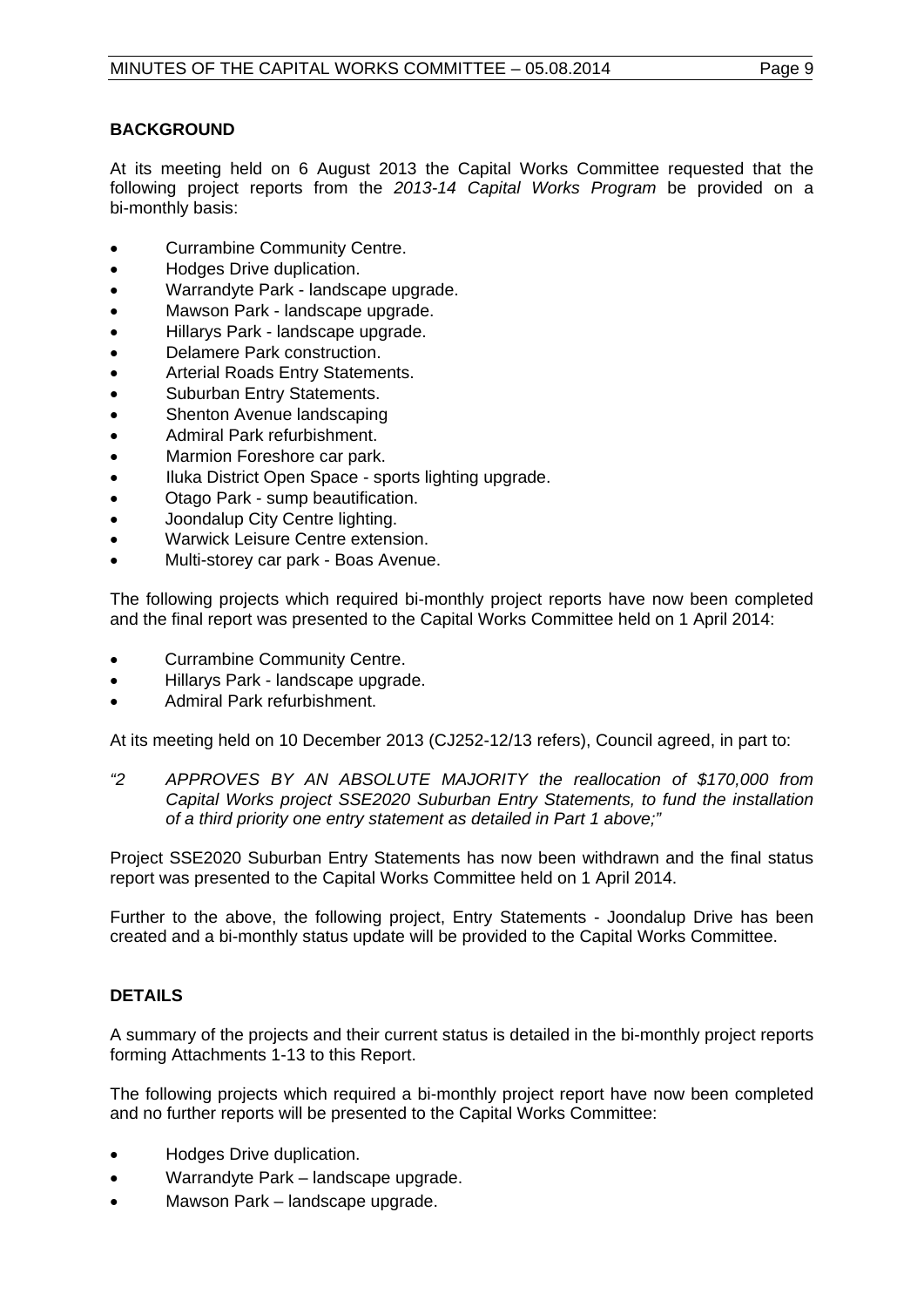## BACKGROUND

At its meeting held on 6 August 2013 the Capital Works Committee requested that the following project reports from the *2013-14 Capital Works Program* be provided on a bi-monthly basis:

- Currambine Community Centre.
- Hodges Drive duplication.
- Warrandyte Park - landscape upgrade.
- Mawson Park - landscape upgrade.
- Hillarys Park - landscape upgrade.
- Delamere Park construction.
- Arterial Roads Entry Statements.
- Suburban Entry Statements.
- Shenton Avenue landscaping
- Admiral Park refurbishment.
- Marmion Foreshore car park.
- Iluka District Open Space - sports lighting upgrade.
- Otago Park - sump beautification.
- Joondalup City Centre lighting.
- Warwick Leisure Centre extension.
- Multi-storey car park - Boas Avenue.

The following projects which required bi-monthly project reports have now been completed and the final report was presented to the Capital Works Committee held on 1 April 2014:

- Currambine Community Centre.
- Hillarys Park - landscape upgrade.
- Admiral Park refurbishment.

At its meeting held on 10 December 2013 (CJ252-12/13 refers), Council agreed, in part to:

*"2 APPROVES BY AN ABSOLUTE MAJORITY the reallocation of $170,000 from Capital Works project SSE2020 Suburban Entry Statements, to fund the installation of a third priority one entry statement as detailed in Part 1 above;"*

Project SSE2020 Suburban Entry Statements has now been withdrawn and the final status report was presented to the Capital Works Committee held on 1 April 2014.

Further to the above, the following project, Entry Statements - Joondalup Drive has been created and a bi-monthly status update will be provided to the Capital Works Committee.

## DETAILS

A summary of the projects and their current status is detailed in the bi-monthly project reports forming Attachments 1-13 to this Report.

The following projects which required a bi-monthly project report have now been completed and no further reports will be presented to the Capital Works Committee:

- Hodges Drive duplication.
- Warrandyte Park – landscape upgrade.
- Mawson Park – landscape upgrade.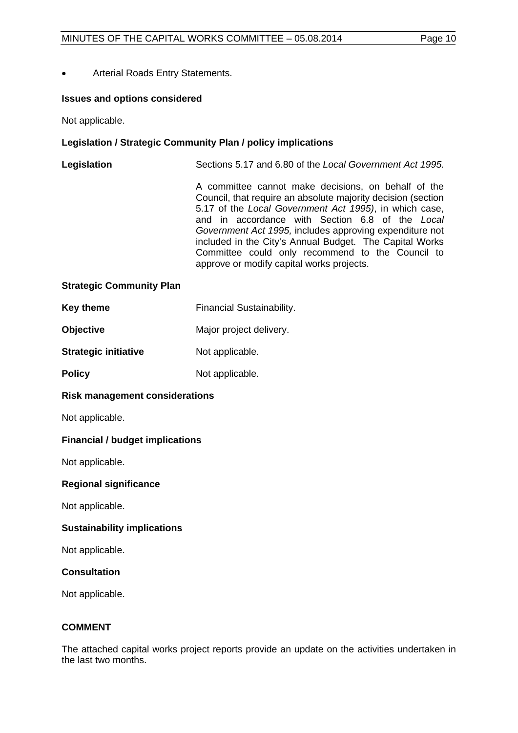- Arterial Roads Entry Statements.

**Issues and options considered**

Not applicable.

**Legislation / Strategic Community Plan / policy implications**

**Legislation** Sections 5.17 and 6.80 of the *Local Government Act 1995.*

A committee cannot make decisions, on behalf of the Council, that require an absolute majority decision (section 5.17 of the *Local Government Act 1995)*, in which case, and in accordance with Section 6.8 of the *Local Government Act 1995,* includes approving expenditure not included in the City's Annual Budget. The Capital Works Committee could only recommend to the Council to approve or modify capital works projects.

**Strategic Community Plan**

**Key theme** Financial Sustainability.

**Objective** Major project delivery.

**Strategic initiative** Not applicable.

**Policy** Not applicable.

**Risk management considerations**

Not applicable.

**Financial / budget implications**

Not applicable.

**Regional significance**

Not applicable.

**Sustainability implications**

Not applicable.

**Consultation**

Not applicable.

**COMMENT**

The attached capital works project reports provide an update on the activities undertaken in the last two months.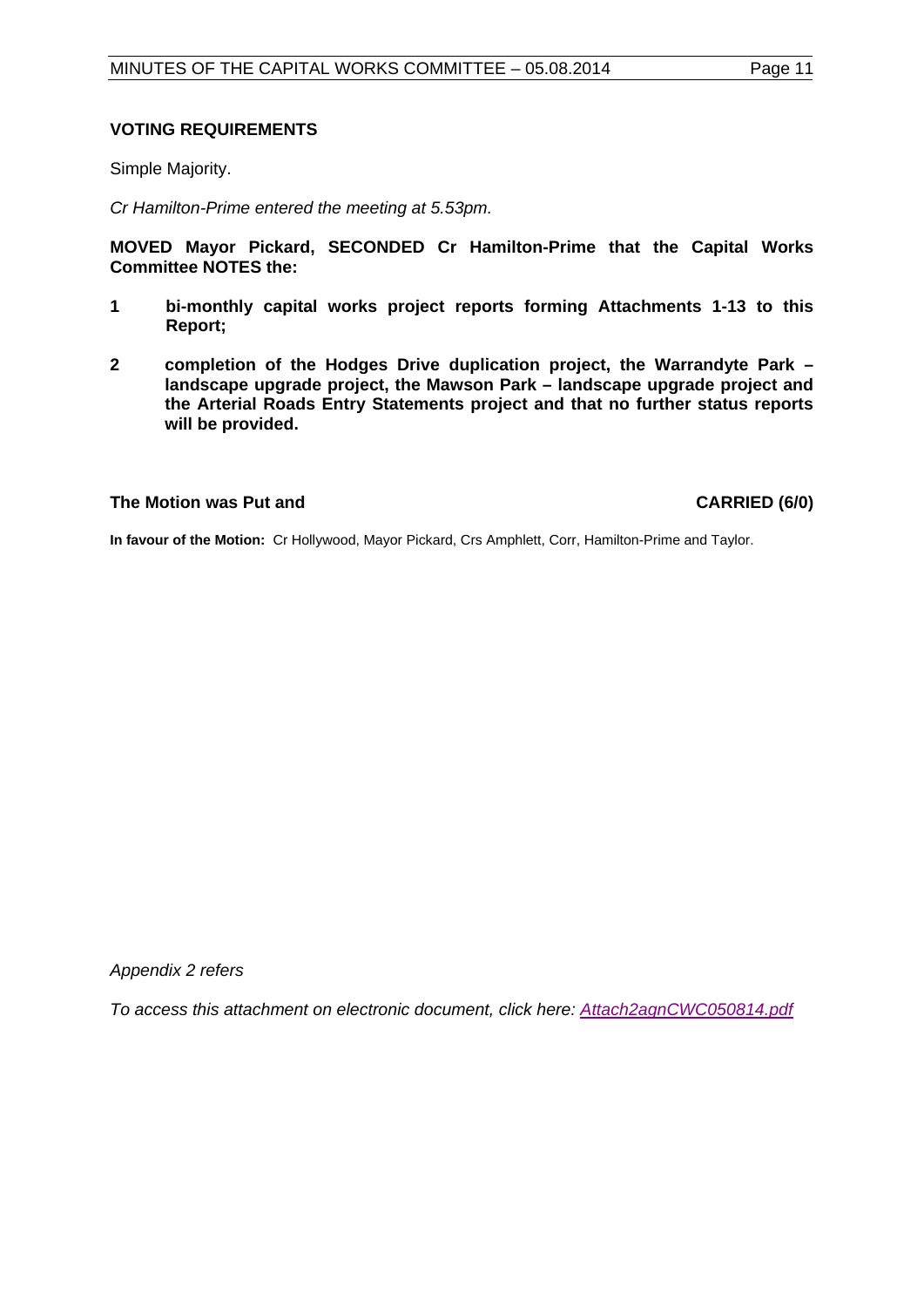**VOTING REQUIREMENTS**

Simple Majority.

*Cr Hamilton-Prime entered the meeting at 5.53pm.*

**MOVED Mayor Pickard, SECONDED Cr Hamilton-Prime that the Capital Works Committee NOTES the:**

**1 bi-monthly capital works project reports forming Attachments 1-13 to this Report;**

**2 completion of the Hodges Drive duplication project, the Warrandyte Park – landscape upgrade project, the Mawson Park – landscape upgrade project and the Arterial Roads Entry Statements project and that no further status reports will be provided.**

**The Motion was Put and CARRIED (6/0)**

**In favour of the Motion:** Cr Hollywood, Mayor Pickard, Crs Amphlett, Corr, Hamilton-Prime and Taylor.

*Appendix 2 refers*

*To access this attachment on electronic document, click here: Attach2agnCWC050814.pdf*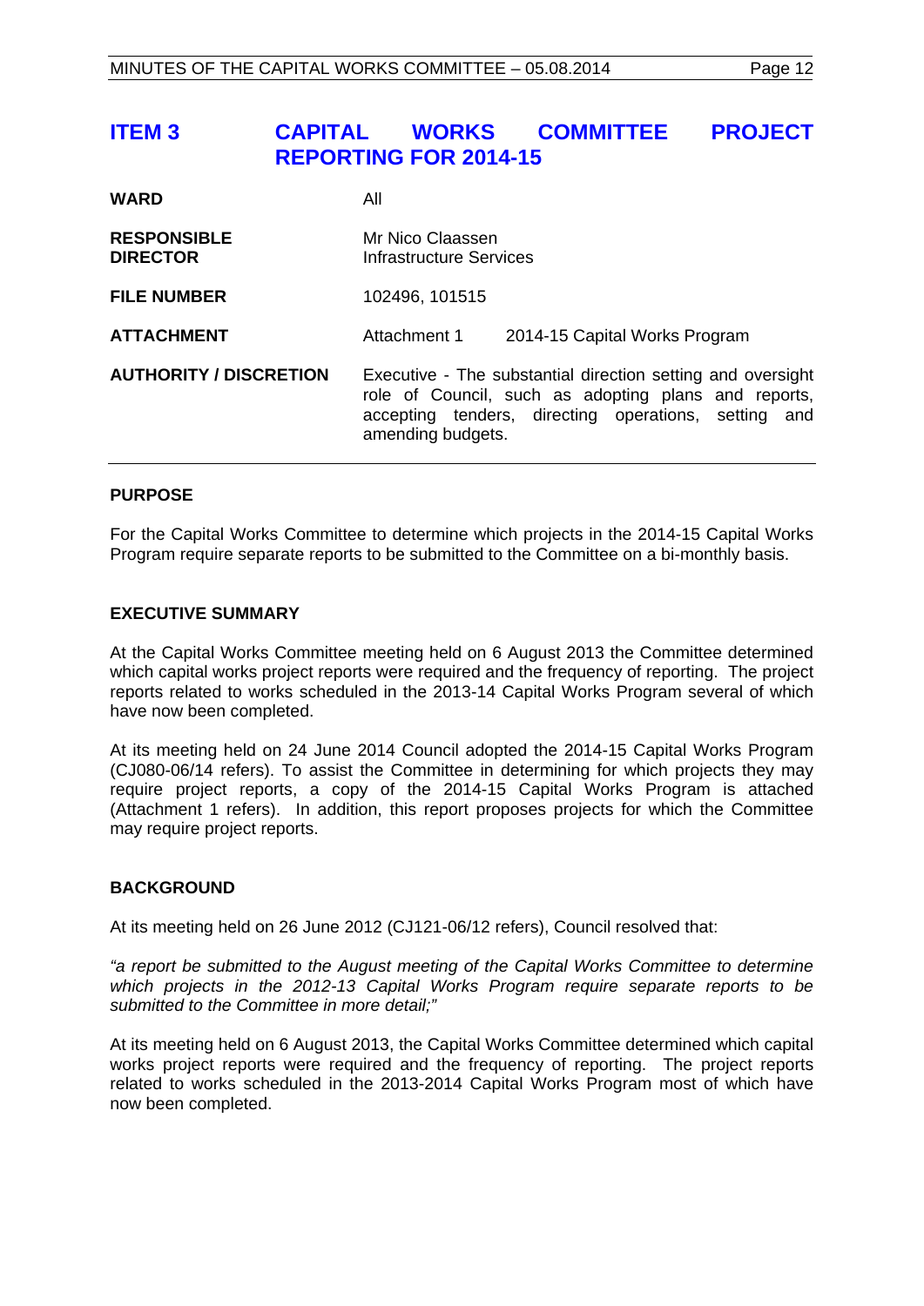## ITEM 3 CAPITAL WORKS COMMITTEE PROJECT REPORTING FOR 2014-15

| | | |
|---|---|---|
| **WARD** | All | |
| **RESPONSIBLE DIRECTOR** | Mr Nico Claassen<br>Infrastructure Services | |
| **FILE NUMBER** | 102496, 101515 | |
| **ATTACHMENT** | Attachment 1 | 2014-15 Capital Works Program |
| **AUTHORITY / DISCRETION** | Executive - The substantial direction setting and oversight role of Council, such as adopting plans and reports, accepting tenders, directing operations, setting and amending budgets. | |

### PURPOSE

For the Capital Works Committee to determine which projects in the 2014-15 Capital Works Program require separate reports to be submitted to the Committee on a bi-monthly basis.

### EXECUTIVE SUMMARY

At the Capital Works Committee meeting held on 6 August 2013 the Committee determined which capital works project reports were required and the frequency of reporting. The project reports related to works scheduled in the 2013-14 Capital Works Program several of which have now been completed.

At its meeting held on 24 June 2014 Council adopted the 2014-15 Capital Works Program (CJ080-06/14 refers). To assist the Committee in determining for which projects they may require project reports, a copy of the 2014-15 Capital Works Program is attached (Attachment 1 refers). In addition, this report proposes projects for which the Committee may require project reports.

### BACKGROUND

At its meeting held on 26 June 2012 (CJ121-06/12 refers), Council resolved that:

*"a report be submitted to the August meeting of the Capital Works Committee to determine which projects in the 2012-13 Capital Works Program require separate reports to be submitted to the Committee in more detail;"*

At its meeting held on 6 August 2013, the Capital Works Committee determined which capital works project reports were required and the frequency of reporting. The project reports related to works scheduled in the 2013-2014 Capital Works Program most of which have now been completed.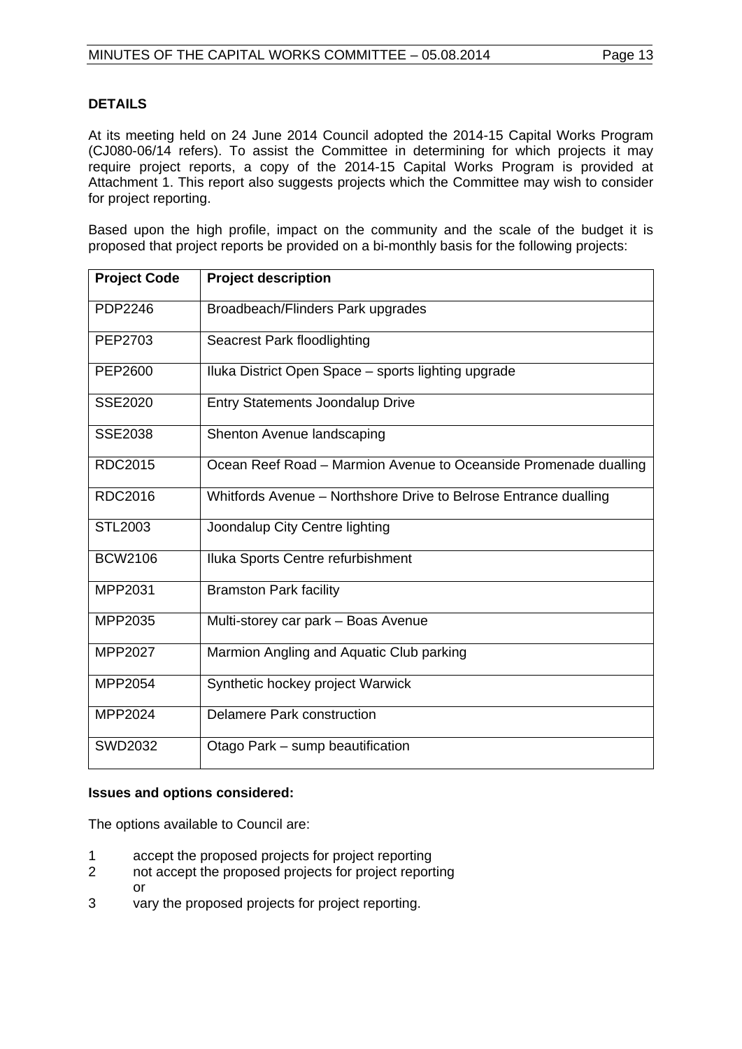### DETAILS

At its meeting held on 24 June 2014 Council adopted the 2014-15 Capital Works Program (CJ080-06/14 refers). To assist the Committee in determining for which projects it may require project reports, a copy of the 2014-15 Capital Works Program is provided at Attachment 1. This report also suggests projects which the Committee may wish to consider for project reporting.

Based upon the high profile, impact on the community and the scale of the budget it is proposed that project reports be provided on a bi-monthly basis for the following projects:

| Project Code | Project description |
|---|---|
| PDP2246 | Broadbeach/Flinders Park upgrades |
| PEP2703 | Seacrest Park floodlighting |
| PEP2600 | Iluka District Open Space – sports lighting upgrade |
| SSE2020 | Entry Statements Joondalup Drive |
| SSE2038 | Shenton Avenue landscaping |
| RDC2015 | Ocean Reef Road – Marmion Avenue to Oceanside Promenade dualling |
| RDC2016 | Whitfords Avenue – Northshore Drive to Belrose Entrance dualling |
| STL2003 | Joondalup City Centre lighting |
| BCW2106 | Iluka Sports Centre refurbishment |
| MPP2031 | Bramston Park facility |
| MPP2035 | Multi-storey car park – Boas Avenue |
| MPP2027 | Marmion Angling and Aquatic Club parking |
| MPP2054 | Synthetic hockey project Warwick |
| MPP2024 | Delamere Park construction |
| SWD2032 | Otago Park – sump beautification |

**Issues and options considered:**

The options available to Council are:

1. accept the proposed projects for project reporting
2. not accept the proposed projects for project reporting
   or
3. vary the proposed projects for project reporting.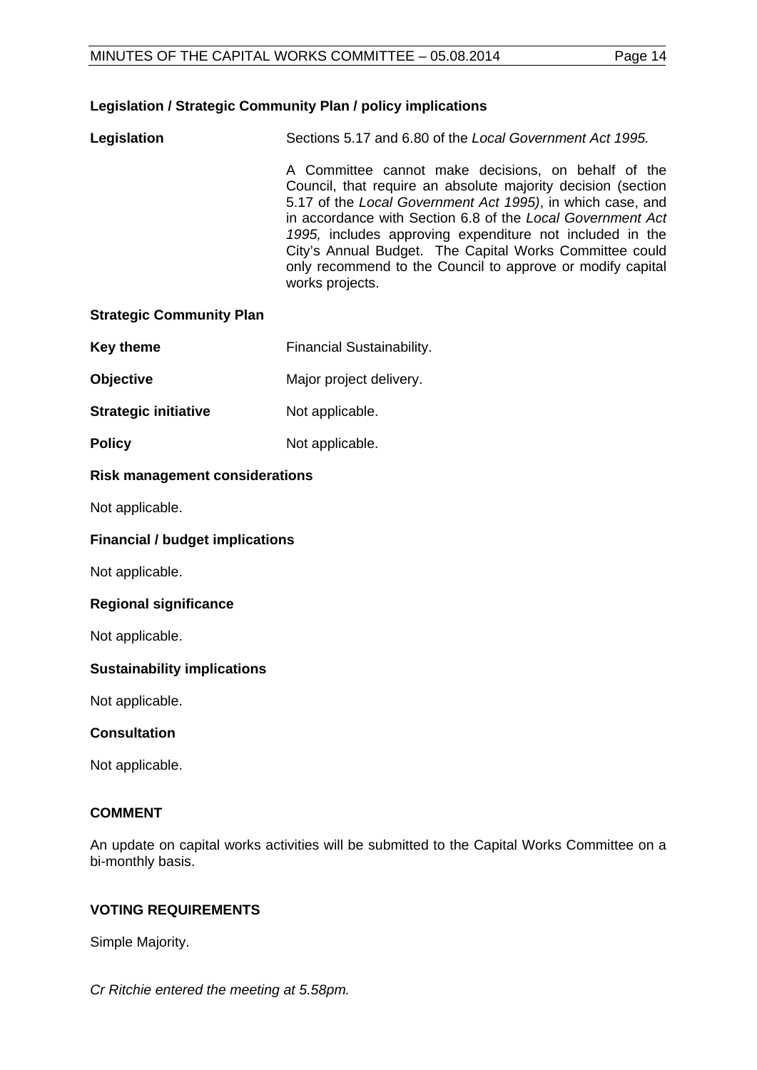**Legislation / Strategic Community Plan / policy implications**

**Legislation** Sections 5.17 and 6.80 of the *Local Government Act 1995.*

A Committee cannot make decisions, on behalf of the Council, that require an absolute majority decision (section 5.17 of the *Local Government Act 1995)*, in which case, and in accordance with Section 6.8 of the *Local Government Act 1995,* includes approving expenditure not included in the City's Annual Budget. The Capital Works Committee could only recommend to the Council to approve or modify capital works projects.

**Strategic Community Plan**

**Key theme** Financial Sustainability.

**Objective** Major project delivery.

**Strategic initiative** Not applicable.

**Policy** Not applicable.

**Risk management considerations**

Not applicable.

**Financial / budget implications**

Not applicable.

**Regional significance**

Not applicable.

**Sustainability implications**

Not applicable.

**Consultation**

Not applicable.

**COMMENT**

An update on capital works activities will be submitted to the Capital Works Committee on a bi-monthly basis.

**VOTING REQUIREMENTS**

Simple Majority.

*Cr Ritchie entered the meeting at 5.58pm.*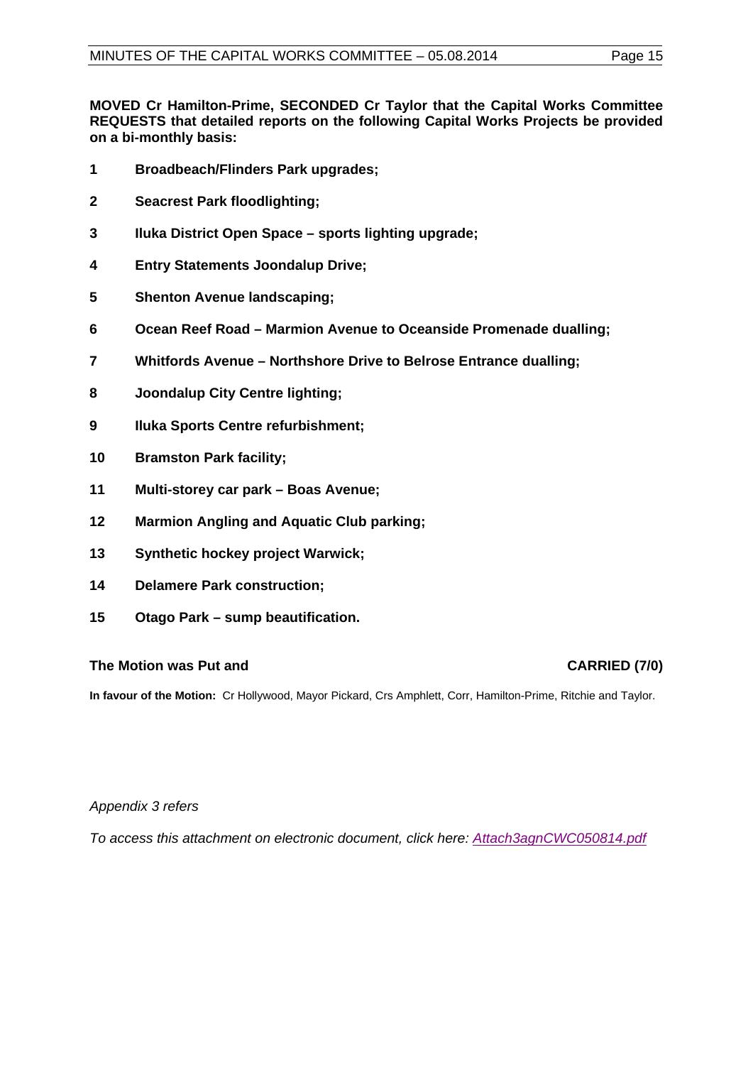**MOVED Cr Hamilton-Prime, SECONDED Cr Taylor that the Capital Works Committee REQUESTS that detailed reports on the following Capital Works Projects be provided on a bi-monthly basis:**

1. **Broadbeach/Flinders Park upgrades;**
2. **Seacrest Park floodlighting;**
3. **Iluka District Open Space – sports lighting upgrade;**
4. **Entry Statements Joondalup Drive;**
5. **Shenton Avenue landscaping;**
6. **Ocean Reef Road – Marmion Avenue to Oceanside Promenade dualling;**
7. **Whitfords Avenue – Northshore Drive to Belrose Entrance dualling;**
8. **Joondalup City Centre lighting;**
9. **Iluka Sports Centre refurbishment;**
10. **Bramston Park facility;**
11. **Multi-storey car park – Boas Avenue;**
12. **Marmion Angling and Aquatic Club parking;**
13. **Synthetic hockey project Warwick;**
14. **Delamere Park construction;**
15. **Otago Park – sump beautification.**

**The Motion was Put and CARRIED (7/0)**

**In favour of the Motion:** Cr Hollywood, Mayor Pickard, Crs Amphlett, Corr, Hamilton-Prime, Ritchie and Taylor.

*Appendix 3 refers*

*To access this attachment on electronic document, click here: Attach3agnCWC050814.pdf*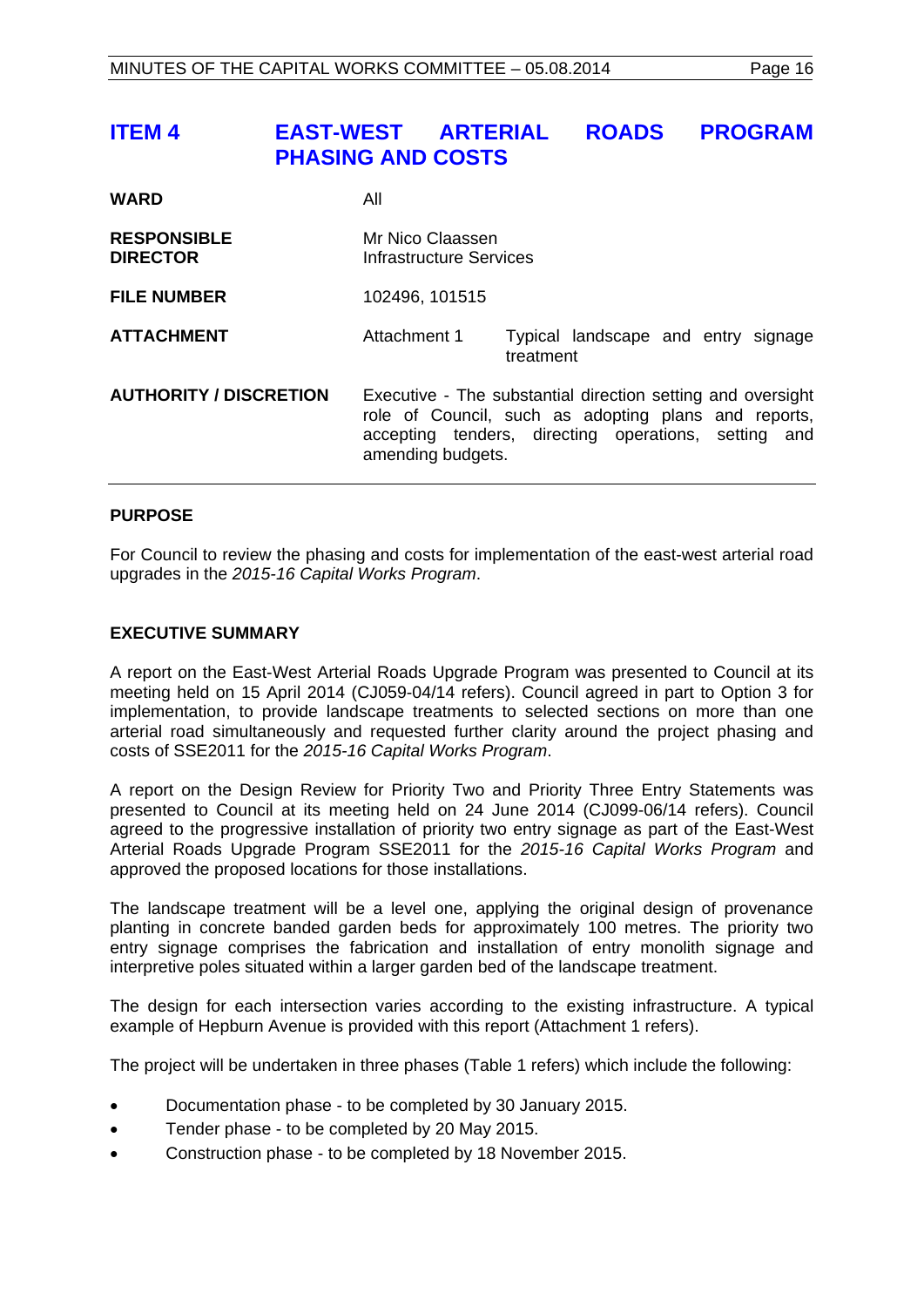## ITEM 4 EAST-WEST ARTERIAL ROADS PROGRAM PHASING AND COSTS

| | | |
|---|---|---|
| **WARD** | All | |
| **RESPONSIBLE DIRECTOR** | Mr Nico Claassen<br>Infrastructure Services | |
| **FILE NUMBER** | 102496, 101515 | |
| **ATTACHMENT** | Attachment 1 | Typical landscape and entry signage treatment |
| **AUTHORITY / DISCRETION** | Executive - The substantial direction setting and oversight role of Council, such as adopting plans and reports, accepting tenders, directing operations, setting and amending budgets. | |

### PURPOSE

For Council to review the phasing and costs for implementation of the east-west arterial road upgrades in the *2015-16 Capital Works Program*.

### EXECUTIVE SUMMARY

A report on the East-West Arterial Roads Upgrade Program was presented to Council at its meeting held on 15 April 2014 (CJ059-04/14 refers). Council agreed in part to Option 3 for implementation, to provide landscape treatments to selected sections on more than one arterial road simultaneously and requested further clarity around the project phasing and costs of SSE2011 for the *2015-16 Capital Works Program*.

A report on the Design Review for Priority Two and Priority Three Entry Statements was presented to Council at its meeting held on 24 June 2014 (CJ099-06/14 refers). Council agreed to the progressive installation of priority two entry signage as part of the East-West Arterial Roads Upgrade Program SSE2011 for the *2015-16 Capital Works Program* and approved the proposed locations for those installations.

The landscape treatment will be a level one, applying the original design of provenance planting in concrete banded garden beds for approximately 100 metres. The priority two entry signage comprises the fabrication and installation of entry monolith signage and interpretive poles situated within a larger garden bed of the landscape treatment.

The design for each intersection varies according to the existing infrastructure. A typical example of Hepburn Avenue is provided with this report (Attachment 1 refers).

The project will be undertaken in three phases (Table 1 refers) which include the following:

- Documentation phase - to be completed by 30 January 2015.
- Tender phase - to be completed by 20 May 2015.
- Construction phase - to be completed by 18 November 2015.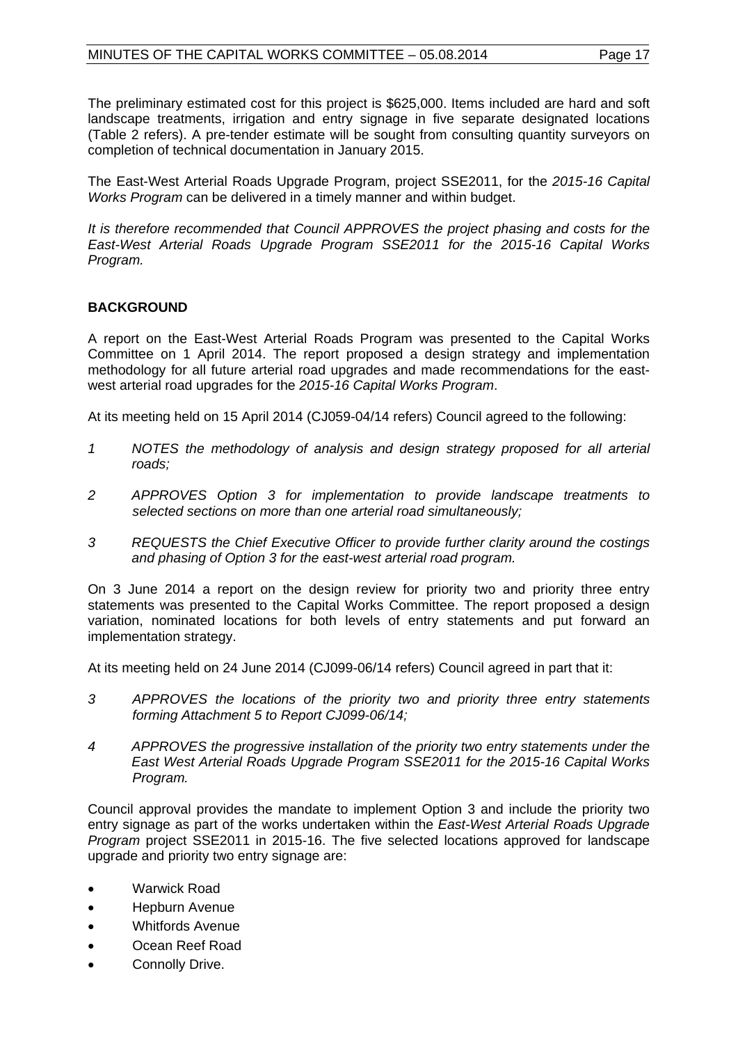The preliminary estimated cost for this project is $625,000. Items included are hard and soft landscape treatments, irrigation and entry signage in five separate designated locations (Table 2 refers). A pre-tender estimate will be sought from consulting quantity surveyors on completion of technical documentation in January 2015.

The East-West Arterial Roads Upgrade Program, project SSE2011, for the *2015-16 Capital Works Program* can be delivered in a timely manner and within budget.

*It is therefore recommended that Council APPROVES the project phasing and costs for the East-West Arterial Roads Upgrade Program SSE2011 for the 2015-16 Capital Works Program.*

## BACKGROUND

A report on the East-West Arterial Roads Program was presented to the Capital Works Committee on 1 April 2014. The report proposed a design strategy and implementation methodology for all future arterial road upgrades and made recommendations for the east-west arterial road upgrades for the *2015-16 Capital Works Program*.

At its meeting held on 15 April 2014 (CJ059-04/14 refers) Council agreed to the following:

1 *NOTES the methodology of analysis and design strategy proposed for all arterial roads;*

2 *APPROVES Option 3 for implementation to provide landscape treatments to selected sections on more than one arterial road simultaneously;*

3 *REQUESTS the Chief Executive Officer to provide further clarity around the costings and phasing of Option 3 for the east-west arterial road program.*

On 3 June 2014 a report on the design review for priority two and priority three entry statements was presented to the Capital Works Committee. The report proposed a design variation, nominated locations for both levels of entry statements and put forward an implementation strategy.

At its meeting held on 24 June 2014 (CJ099-06/14 refers) Council agreed in part that it:

3 *APPROVES the locations of the priority two and priority three entry statements forming Attachment 5 to Report CJ099-06/14;*

4 *APPROVES the progressive installation of the priority two entry statements under the East West Arterial Roads Upgrade Program SSE2011 for the 2015-16 Capital Works Program.*

Council approval provides the mandate to implement Option 3 and include the priority two entry signage as part of the works undertaken within the *East-West Arterial Roads Upgrade Program* project SSE2011 in 2015-16. The five selected locations approved for landscape upgrade and priority two entry signage are:

- Warwick Road
- Hepburn Avenue
- Whitfords Avenue
- Ocean Reef Road
- Connolly Drive.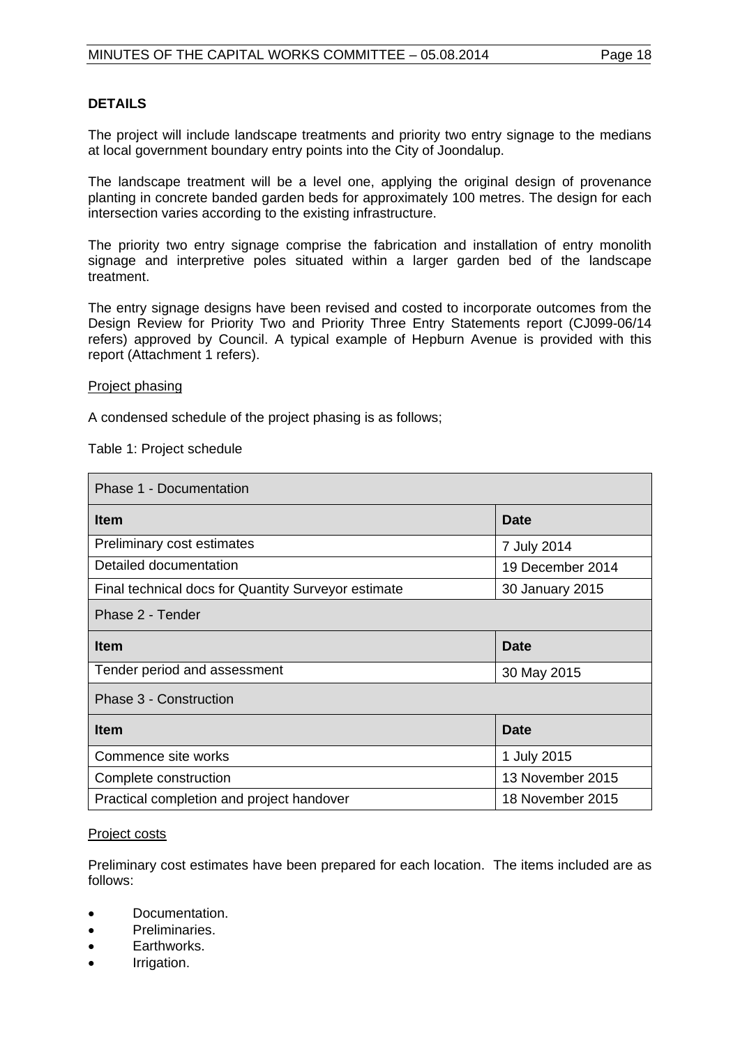**DETAILS**

The project will include landscape treatments and priority two entry signage to the medians at local government boundary entry points into the City of Joondalup.

The landscape treatment will be a level one, applying the original design of provenance planting in concrete banded garden beds for approximately 100 metres. The design for each intersection varies according to the existing infrastructure.

The priority two entry signage comprise the fabrication and installation of entry monolith signage and interpretive poles situated within a larger garden bed of the landscape treatment.

The entry signage designs have been revised and costed to incorporate outcomes from the Design Review for Priority Two and Priority Three Entry Statements report (CJ099-06/14 refers) approved by Council. A typical example of Hepburn Avenue is provided with this report (Attachment 1 refers).

<u>Project phasing</u>

A condensed schedule of the project phasing is as follows;

Table 1: Project schedule

| Phase 1 - Documentation | |
|---|---|
| **Item** | **Date** |
| Preliminary cost estimates | 7 July 2014 |
| Detailed documentation | 19 December 2014 |
| Final technical docs for Quantity Surveyor estimate | 30 January 2015 |
| Phase 2 - Tender | |
| **Item** | **Date** |
| Tender period and assessment | 30 May 2015 |
| Phase 3 - Construction | |
| **Item** | **Date** |
| Commence site works | 1 July 2015 |
| Complete construction | 13 November 2015 |
| Practical completion and project handover | 18 November 2015 |

<u>Project costs</u>

Preliminary cost estimates have been prepared for each location. The items included are as follows:

- Documentation.
- Preliminaries.
- Earthworks.
- Irrigation.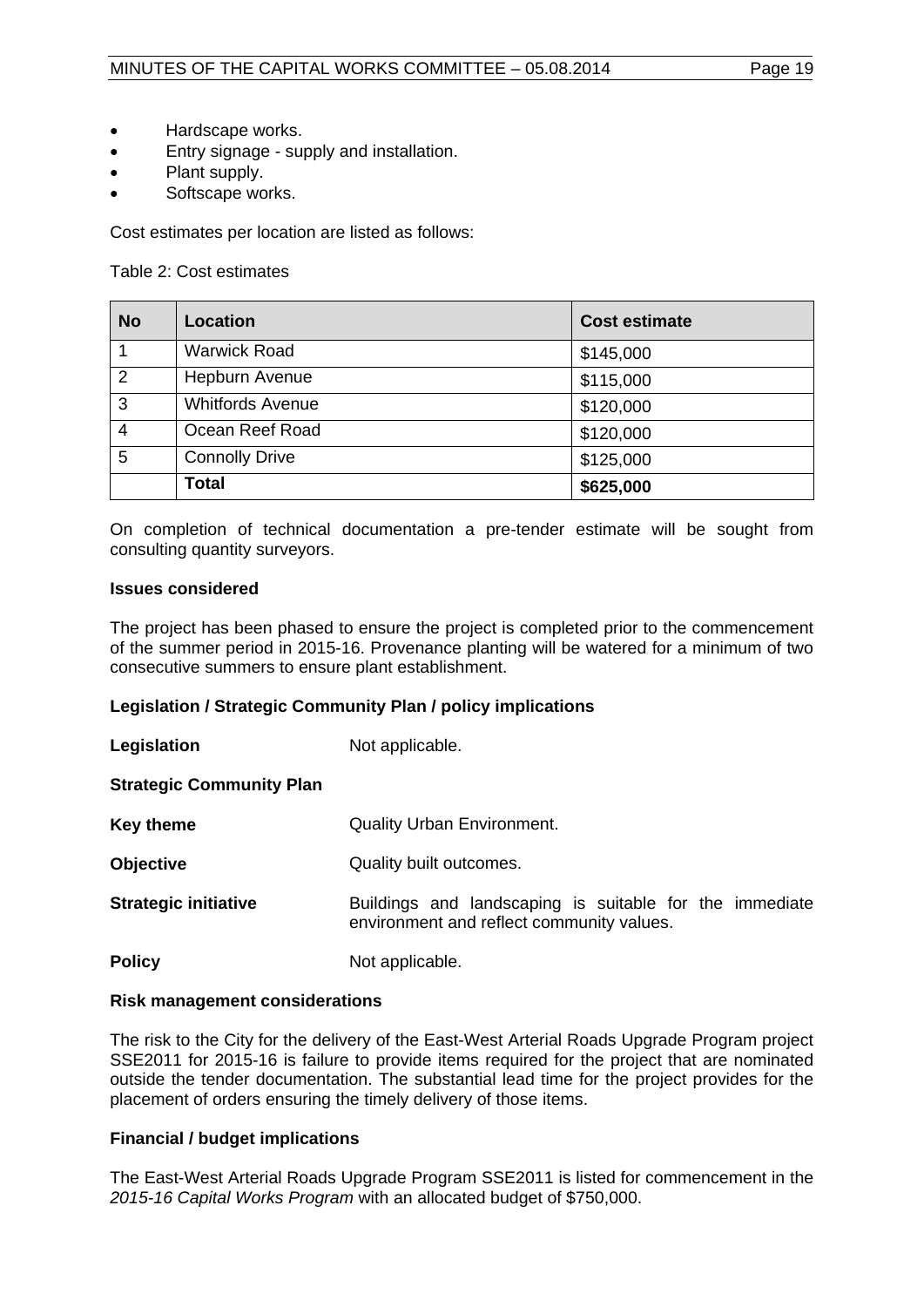- Hardscape works.
- Entry signage - supply and installation.
- Plant supply.
- Softscape works.

Cost estimates per location are listed as follows:

Table 2: Cost estimates

| No | Location | Cost estimate |
|---|---|---|
| 1 | Warwick Road | $145,000 |
| 2 | Hepburn Avenue | $115,000 |
| 3 | Whitfords Avenue | $120,000 |
| 4 | Ocean Reef Road | $120,000 |
| 5 | Connolly Drive | $125,000 |
| | **Total** | **$625,000** |

On completion of technical documentation a pre-tender estimate will be sought from consulting quantity surveyors.

**Issues considered**

The project has been phased to ensure the project is completed prior to the commencement of the summer period in 2015-16. Provenance planting will be watered for a minimum of two consecutive summers to ensure plant establishment.

**Legislation / Strategic Community Plan / policy implications**

**Legislation** Not applicable.

**Strategic Community Plan**

**Key theme** Quality Urban Environment.

**Objective** Quality built outcomes.

**Strategic initiative** Buildings and landscaping is suitable for the immediate environment and reflect community values.

**Policy** Not applicable.

**Risk management considerations**

The risk to the City for the delivery of the East-West Arterial Roads Upgrade Program project SSE2011 for 2015-16 is failure to provide items required for the project that are nominated outside the tender documentation. The substantial lead time for the project provides for the placement of orders ensuring the timely delivery of those items.

**Financial / budget implications**

The East-West Arterial Roads Upgrade Program SSE2011 is listed for commencement in the *2015-16 Capital Works Program* with an allocated budget of $750,000.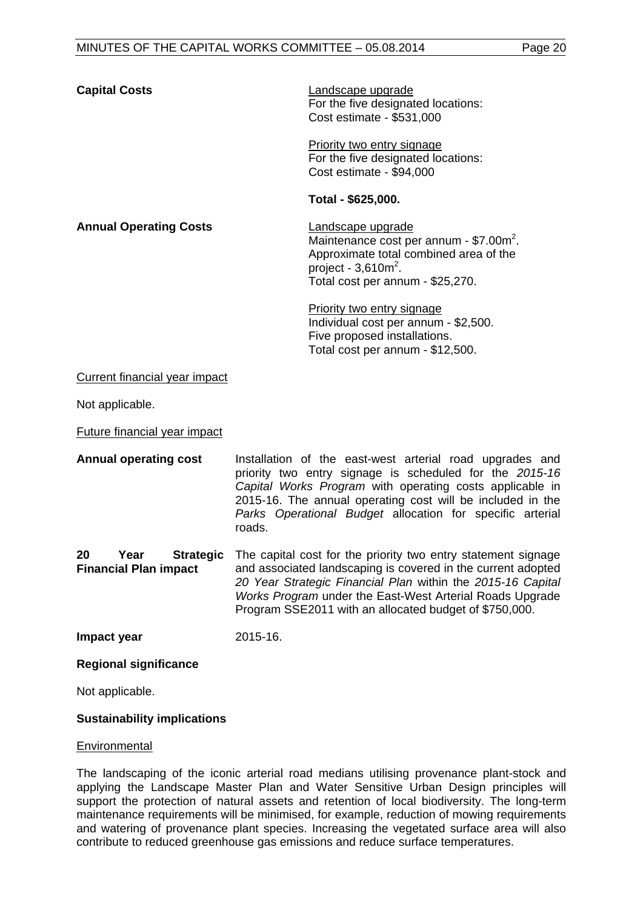**Capital Costs**

Landscape upgrade
For the five designated locations:
Cost estimate - $531,000

Priority two entry signage
For the five designated locations:
Cost estimate - $94,000

**Total - $625,000.**

**Annual Operating Costs**

Landscape upgrade
Maintenance cost per annum - $7.00m$^2$.
Approximate total combined area of the project - 3,610m$^2$.
Total cost per annum - $25,270.

Priority two entry signage
Individual cost per annum - $2,500.
Five proposed installations.
Total cost per annum - $12,500.

Current financial year impact

Not applicable.

Future financial year impact

**Annual operating cost** Installation of the east-west arterial road upgrades and priority two entry signage is scheduled for the *2015-16 Capital Works Program* with operating costs applicable in 2015-16. The annual operating cost will be included in the *Parks Operational Budget* allocation for specific arterial roads.

**20 Year Strategic Financial Plan impact** The capital cost for the priority two entry statement signage and associated landscaping is covered in the current adopted *20 Year Strategic Financial Plan* within the *2015-16 Capital Works Program* under the East-West Arterial Roads Upgrade Program SSE2011 with an allocated budget of $750,000.

**Impact year** 2015-16.

**Regional significance**

Not applicable.

**Sustainability implications**

Environmental

The landscaping of the iconic arterial road medians utilising provenance plant-stock and applying the Landscape Master Plan and Water Sensitive Urban Design principles will support the protection of natural assets and retention of local biodiversity. The long-term maintenance requirements will be minimised, for example, reduction of mowing requirements and watering of provenance plant species. Increasing the vegetated surface area will also contribute to reduced greenhouse gas emissions and reduce surface temperatures.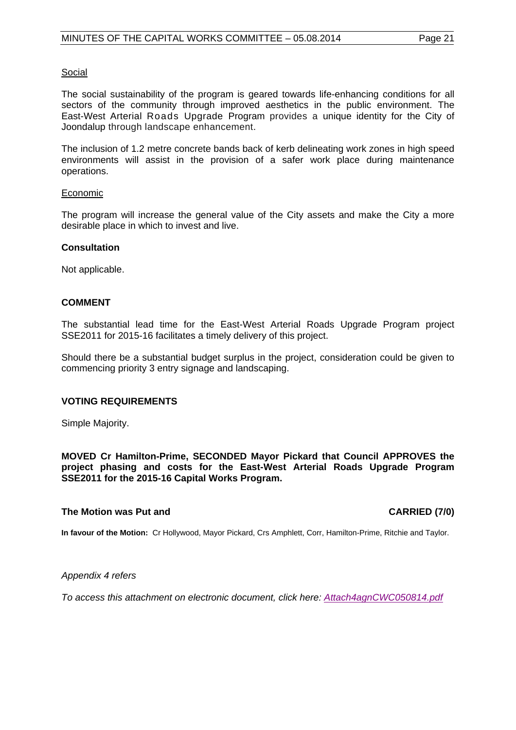<u>Social</u>

The social sustainability of the program is geared towards life-enhancing conditions for all sectors of the community through improved aesthetics in the public environment. The East-West Arterial Roads Upgrade Program provides a unique identity for the City of Joondalup through landscape enhancement.

The inclusion of 1.2 metre concrete bands back of kerb delineating work zones in high speed environments will assist in the provision of a safer work place during maintenance operations.

<u>Economic</u>

The program will increase the general value of the City assets and make the City a more desirable place in which to invest and live.

**Consultation**

Not applicable.

**COMMENT**

The substantial lead time for the East-West Arterial Roads Upgrade Program project SSE2011 for 2015-16 facilitates a timely delivery of this project.

Should there be a substantial budget surplus in the project, consideration could be given to commencing priority 3 entry signage and landscaping.

**VOTING REQUIREMENTS**

Simple Majority.

**MOVED Cr Hamilton-Prime, SECONDED Mayor Pickard that Council APPROVES the project phasing and costs for the East-West Arterial Roads Upgrade Program SSE2011 for the 2015-16 Capital Works Program.**

**The Motion was Put and CARRIED (7/0)**

**In favour of the Motion:** Cr Hollywood, Mayor Pickard, Crs Amphlett, Corr, Hamilton-Prime, Ritchie and Taylor.

*Appendix 4 refers*

*To access this attachment on electronic document, click here: Attach4agnCWC050814.pdf*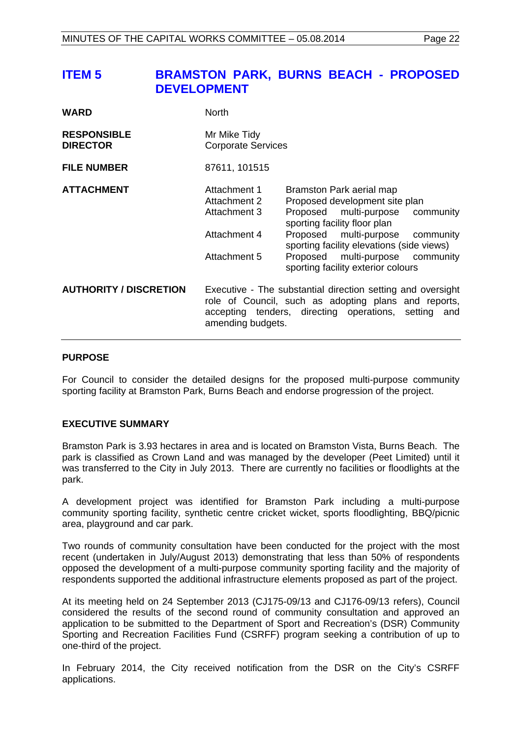## ITEM 5 BRAMSTON PARK, BURNS BEACH - PROPOSED DEVELOPMENT

| | | |
|---|---|---|
| **WARD** | North | |
| **RESPONSIBLE DIRECTOR** | Mr Mike Tidy<br>Corporate Services | |
| **FILE NUMBER** | 87611, 101515 | |
| **ATTACHMENT** | Attachment 1 | Bramston Park aerial map |
| | Attachment 2 | Proposed development site plan |
| | Attachment 3 | Proposed multi-purpose community sporting facility floor plan |
| | Attachment 4 | Proposed multi-purpose community sporting facility elevations (side views) |
| | Attachment 5 | Proposed multi-purpose community sporting facility exterior colours |
| **AUTHORITY / DISCRETION** | Executive - The substantial direction setting and oversight role of Council, such as adopting plans and reports, accepting tenders, directing operations, setting and amending budgets. | |

### PURPOSE

For Council to consider the detailed designs for the proposed multi-purpose community sporting facility at Bramston Park, Burns Beach and endorse progression of the project.

### EXECUTIVE SUMMARY

Bramston Park is 3.93 hectares in area and is located on Bramston Vista, Burns Beach. The park is classified as Crown Land and was managed by the developer (Peet Limited) until it was transferred to the City in July 2013. There are currently no facilities or floodlights at the park.

A development project was identified for Bramston Park including a multi-purpose community sporting facility, synthetic centre cricket wicket, sports floodlighting, BBQ/picnic area, playground and car park.

Two rounds of community consultation have been conducted for the project with the most recent (undertaken in July/August 2013) demonstrating that less than 50% of respondents opposed the development of a multi-purpose community sporting facility and the majority of respondents supported the additional infrastructure elements proposed as part of the project.

At its meeting held on 24 September 2013 (CJ175-09/13 and CJ176-09/13 refers), Council considered the results of the second round of community consultation and approved an application to be submitted to the Department of Sport and Recreation's (DSR) Community Sporting and Recreation Facilities Fund (CSRFF) program seeking a contribution of up to one-third of the project.

In February 2014, the City received notification from the DSR on the City's CSRFF applications.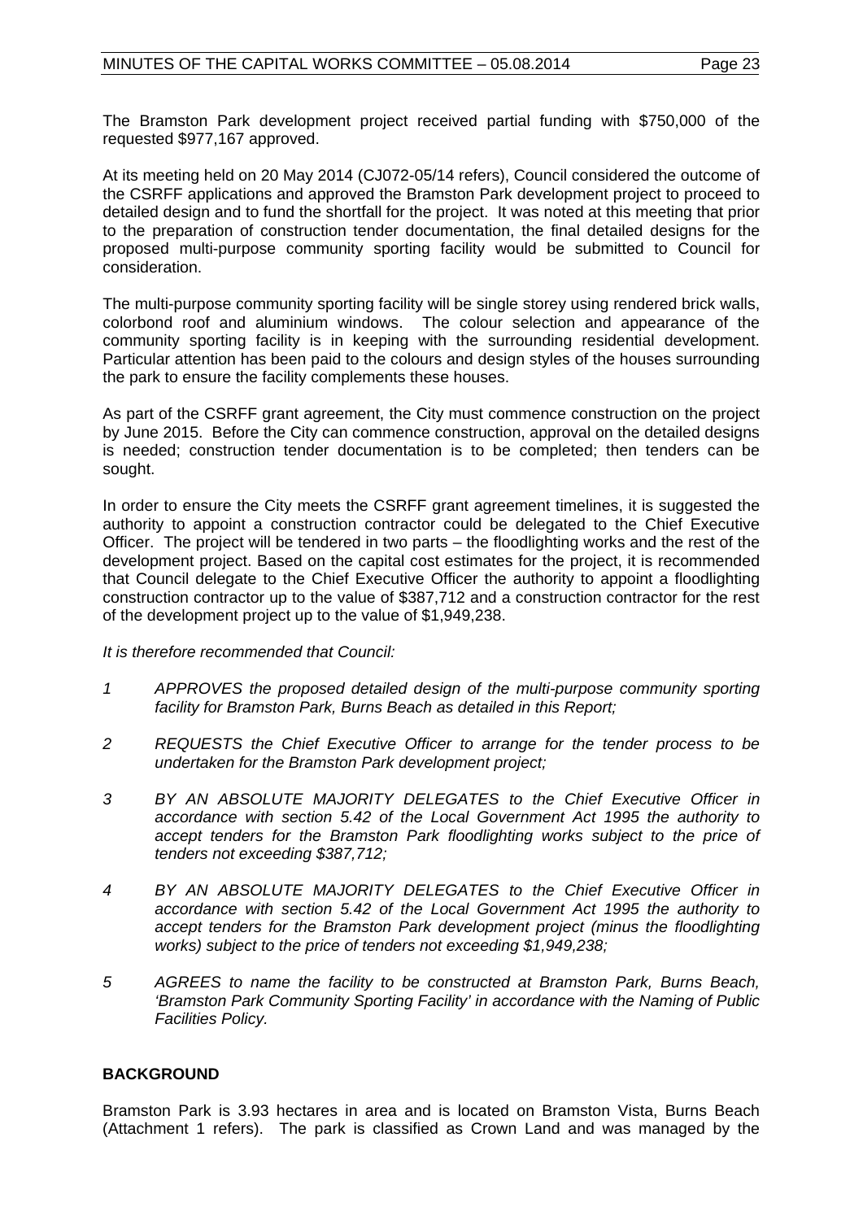The Bramston Park development project received partial funding with $750,000 of the requested $977,167 approved.

At its meeting held on 20 May 2014 (CJ072-05/14 refers), Council considered the outcome of the CSRFF applications and approved the Bramston Park development project to proceed to detailed design and to fund the shortfall for the project. It was noted at this meeting that prior to the preparation of construction tender documentation, the final detailed designs for the proposed multi-purpose community sporting facility would be submitted to Council for consideration.

The multi-purpose community sporting facility will be single storey using rendered brick walls, colorbond roof and aluminium windows. The colour selection and appearance of the community sporting facility is in keeping with the surrounding residential development. Particular attention has been paid to the colours and design styles of the houses surrounding the park to ensure the facility complements these houses.

As part of the CSRFF grant agreement, the City must commence construction on the project by June 2015. Before the City can commence construction, approval on the detailed designs is needed; construction tender documentation is to be completed; then tenders can be sought.

In order to ensure the City meets the CSRFF grant agreement timelines, it is suggested the authority to appoint a construction contractor could be delegated to the Chief Executive Officer. The project will be tendered in two parts – the floodlighting works and the rest of the development project. Based on the capital cost estimates for the project, it is recommended that Council delegate to the Chief Executive Officer the authority to appoint a floodlighting construction contractor up to the value of $387,712 and a construction contractor for the rest of the development project up to the value of $1,949,238.

*It is therefore recommended that Council:*

1. *APPROVES the proposed detailed design of the multi-purpose community sporting facility for Bramston Park, Burns Beach as detailed in this Report;*
2. *REQUESTS the Chief Executive Officer to arrange for the tender process to be undertaken for the Bramston Park development project;*
3. *BY AN ABSOLUTE MAJORITY DELEGATES to the Chief Executive Officer in accordance with section 5.42 of the Local Government Act 1995 the authority to accept tenders for the Bramston Park floodlighting works subject to the price of tenders not exceeding $387,712;*
4. *BY AN ABSOLUTE MAJORITY DELEGATES to the Chief Executive Officer in accordance with section 5.42 of the Local Government Act 1995 the authority to accept tenders for the Bramston Park development project (minus the floodlighting works) subject to the price of tenders not exceeding $1,949,238;*
5. *AGREES to name the facility to be constructed at Bramston Park, Burns Beach, 'Bramston Park Community Sporting Facility' in accordance with the Naming of Public Facilities Policy.*

**BACKGROUND**

Bramston Park is 3.93 hectares in area and is located on Bramston Vista, Burns Beach (Attachment 1 refers). The park is classified as Crown Land and was managed by the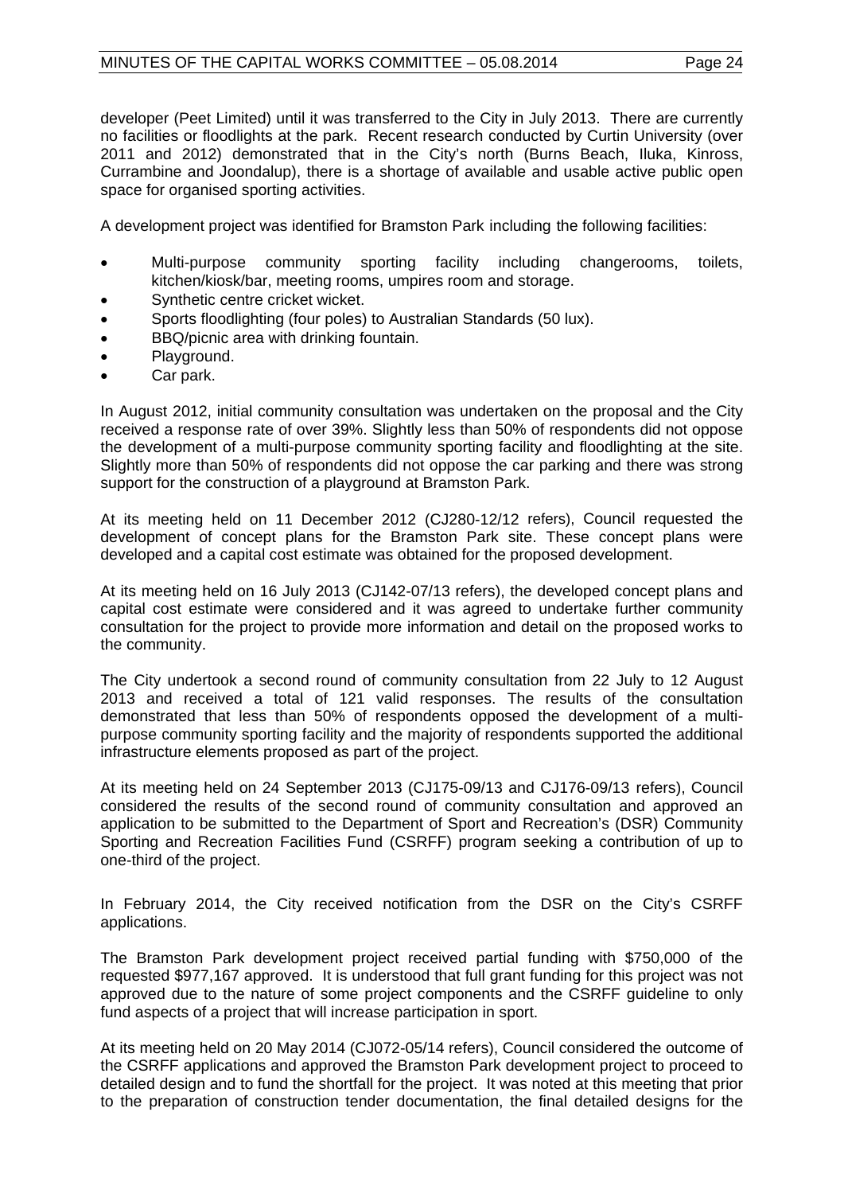developer (Peet Limited) until it was transferred to the City in July 2013. There are currently no facilities or floodlights at the park. Recent research conducted by Curtin University (over 2011 and 2012) demonstrated that in the City's north (Burns Beach, Iluka, Kinross, Currambine and Joondalup), there is a shortage of available and usable active public open space for organised sporting activities.

A development project was identified for Bramston Park including the following facilities:

- Multi-purpose community sporting facility including changerooms, toilets, kitchen/kiosk/bar, meeting rooms, umpires room and storage.
- Synthetic centre cricket wicket.
- Sports floodlighting (four poles) to Australian Standards (50 lux).
- BBQ/picnic area with drinking fountain.
- Playground.
- Car park.

In August 2012, initial community consultation was undertaken on the proposal and the City received a response rate of over 39%. Slightly less than 50% of respondents did not oppose the development of a multi-purpose community sporting facility and floodlighting at the site. Slightly more than 50% of respondents did not oppose the car parking and there was strong support for the construction of a playground at Bramston Park.

At its meeting held on 11 December 2012 (CJ280-12/12 refers), Council requested the development of concept plans for the Bramston Park site. These concept plans were developed and a capital cost estimate was obtained for the proposed development.

At its meeting held on 16 July 2013 (CJ142-07/13 refers), the developed concept plans and capital cost estimate were considered and it was agreed to undertake further community consultation for the project to provide more information and detail on the proposed works to the community.

The City undertook a second round of community consultation from 22 July to 12 August 2013 and received a total of 121 valid responses. The results of the consultation demonstrated that less than 50% of respondents opposed the development of a multi-purpose community sporting facility and the majority of respondents supported the additional infrastructure elements proposed as part of the project.

At its meeting held on 24 September 2013 (CJ175-09/13 and CJ176-09/13 refers), Council considered the results of the second round of community consultation and approved an application to be submitted to the Department of Sport and Recreation's (DSR) Community Sporting and Recreation Facilities Fund (CSRFF) program seeking a contribution of up to one-third of the project.

In February 2014, the City received notification from the DSR on the City's CSRFF applications.

The Bramston Park development project received partial funding with $750,000 of the requested $977,167 approved. It is understood that full grant funding for this project was not approved due to the nature of some project components and the CSRFF guideline to only fund aspects of a project that will increase participation in sport.

At its meeting held on 20 May 2014 (CJ072-05/14 refers), Council considered the outcome of the CSRFF applications and approved the Bramston Park development project to proceed to detailed design and to fund the shortfall for the project. It was noted at this meeting that prior to the preparation of construction tender documentation, the final detailed designs for the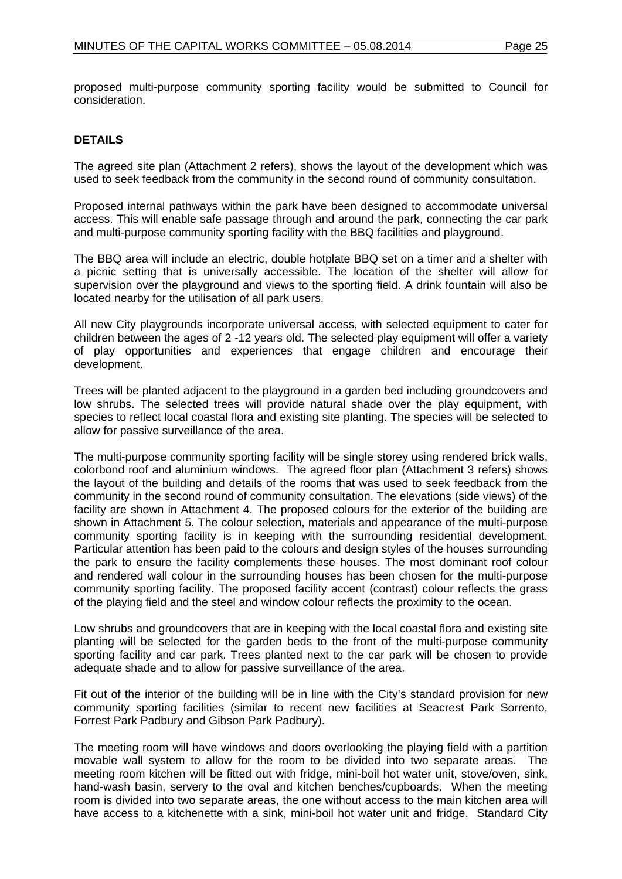proposed multi-purpose community sporting facility would be submitted to Council for consideration.

**DETAILS**

The agreed site plan (Attachment 2 refers), shows the layout of the development which was used to seek feedback from the community in the second round of community consultation.

Proposed internal pathways within the park have been designed to accommodate universal access. This will enable safe passage through and around the park, connecting the car park and multi-purpose community sporting facility with the BBQ facilities and playground.

The BBQ area will include an electric, double hotplate BBQ set on a timer and a shelter with a picnic setting that is universally accessible. The location of the shelter will allow for supervision over the playground and views to the sporting field. A drink fountain will also be located nearby for the utilisation of all park users.

All new City playgrounds incorporate universal access, with selected equipment to cater for children between the ages of 2 -12 years old. The selected play equipment will offer a variety of play opportunities and experiences that engage children and encourage their development.

Trees will be planted adjacent to the playground in a garden bed including groundcovers and low shrubs. The selected trees will provide natural shade over the play equipment, with species to reflect local coastal flora and existing site planting. The species will be selected to allow for passive surveillance of the area.

The multi-purpose community sporting facility will be single storey using rendered brick walls, colorbond roof and aluminium windows. The agreed floor plan (Attachment 3 refers) shows the layout of the building and details of the rooms that was used to seek feedback from the community in the second round of community consultation. The elevations (side views) of the facility are shown in Attachment 4. The proposed colours for the exterior of the building are shown in Attachment 5. The colour selection, materials and appearance of the multi-purpose community sporting facility is in keeping with the surrounding residential development. Particular attention has been paid to the colours and design styles of the houses surrounding the park to ensure the facility complements these houses. The most dominant roof colour and rendered wall colour in the surrounding houses has been chosen for the multi-purpose community sporting facility. The proposed facility accent (contrast) colour reflects the grass of the playing field and the steel and window colour reflects the proximity to the ocean.

Low shrubs and groundcovers that are in keeping with the local coastal flora and existing site planting will be selected for the garden beds to the front of the multi-purpose community sporting facility and car park. Trees planted next to the car park will be chosen to provide adequate shade and to allow for passive surveillance of the area.

Fit out of the interior of the building will be in line with the City's standard provision for new community sporting facilities (similar to recent new facilities at Seacrest Park Sorrento, Forrest Park Padbury and Gibson Park Padbury).

The meeting room will have windows and doors overlooking the playing field with a partition movable wall system to allow for the room to be divided into two separate areas. The meeting room kitchen will be fitted out with fridge, mini-boil hot water unit, stove/oven, sink, hand-wash basin, servery to the oval and kitchen benches/cupboards. When the meeting room is divided into two separate areas, the one without access to the main kitchen area will have access to a kitchenette with a sink, mini-boil hot water unit and fridge. Standard City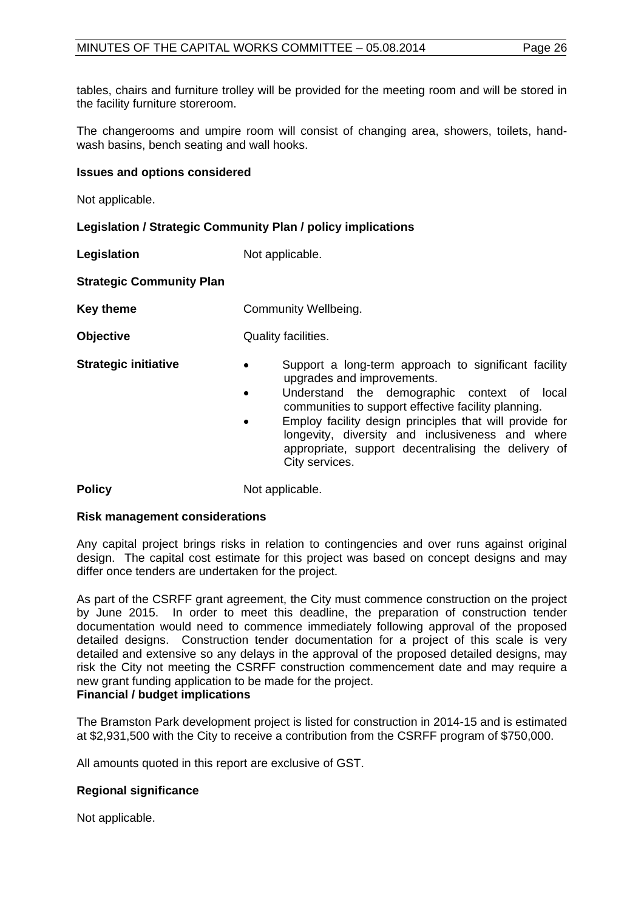tables, chairs and furniture trolley will be provided for the meeting room and will be stored in the facility furniture storeroom.

The changerooms and umpire room will consist of changing area, showers, toilets, hand-wash basins, bench seating and wall hooks.

**Issues and options considered**

Not applicable.

**Legislation / Strategic Community Plan / policy implications**

**Legislation** Not applicable.

**Strategic Community Plan**

**Key theme** Community Wellbeing.

**Objective** Quality facilities.

**Strategic initiative**

- Support a long-term approach to significant facility upgrades and improvements.
- Understand the demographic context of local communities to support effective facility planning.
- Employ facility design principles that will provide for longevity, diversity and inclusiveness and where appropriate, support decentralising the delivery of City services.

**Policy** Not applicable.

**Risk management considerations**

Any capital project brings risks in relation to contingencies and over runs against original design. The capital cost estimate for this project was based on concept designs and may differ once tenders are undertaken for the project.

As part of the CSRFF grant agreement, the City must commence construction on the project by June 2015. In order to meet this deadline, the preparation of construction tender documentation would need to commence immediately following approval of the proposed detailed designs. Construction tender documentation for a project of this scale is very detailed and extensive so any delays in the approval of the proposed detailed designs, may risk the City not meeting the CSRFF construction commencement date and may require a new grant funding application to be made for the project.

**Financial / budget implications**

The Bramston Park development project is listed for construction in 2014-15 and is estimated at $2,931,500 with the City to receive a contribution from the CSRFF program of $750,000.

All amounts quoted in this report are exclusive of GST.

**Regional significance**

Not applicable.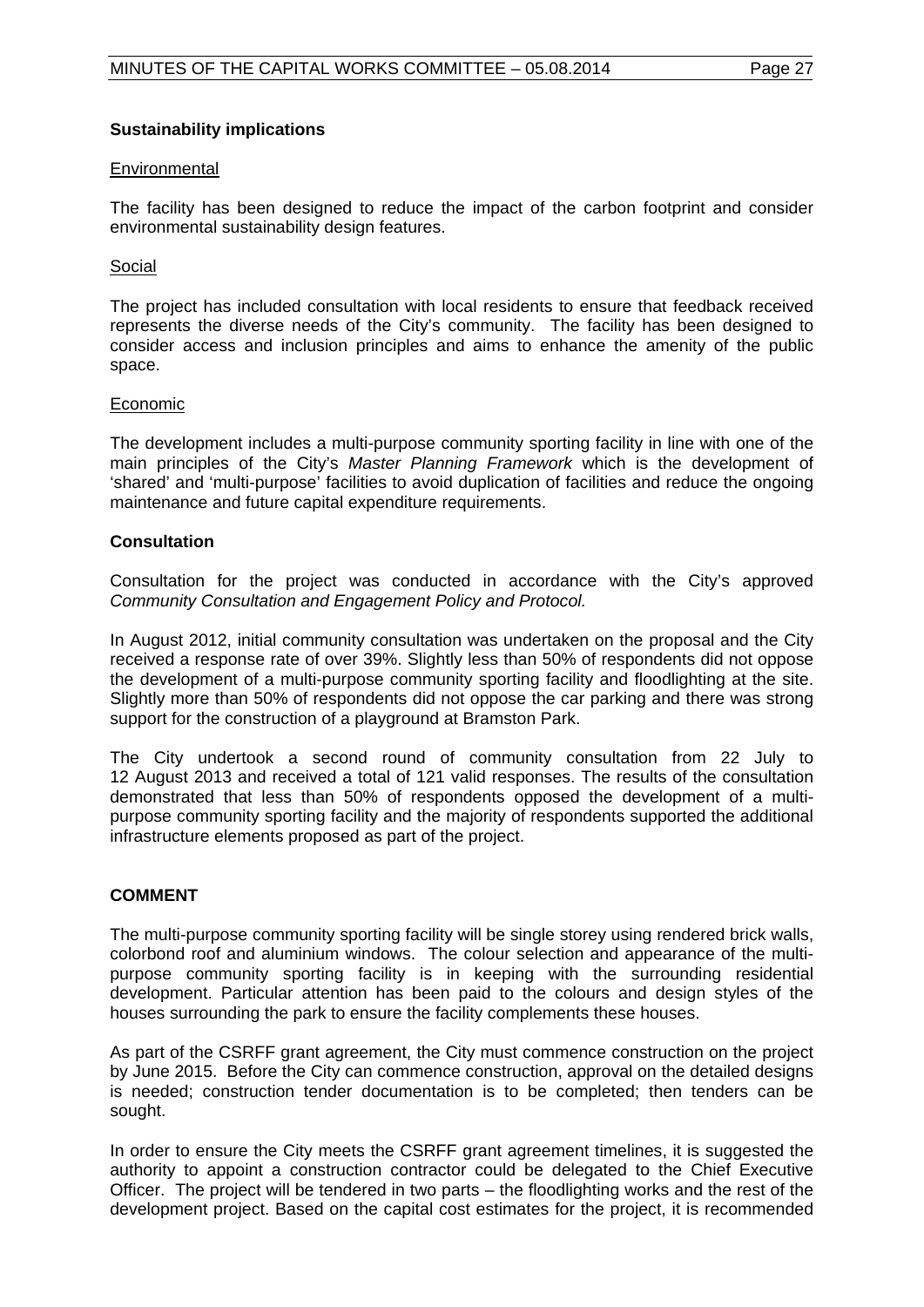**Sustainability implications**

Environmental

The facility has been designed to reduce the impact of the carbon footprint and consider environmental sustainability design features.

Social

The project has included consultation with local residents to ensure that feedback received represents the diverse needs of the City's community. The facility has been designed to consider access and inclusion principles and aims to enhance the amenity of the public space.

Economic

The development includes a multi-purpose community sporting facility in line with one of the main principles of the City's *Master Planning Framework* which is the development of 'shared' and 'multi-purpose' facilities to avoid duplication of facilities and reduce the ongoing maintenance and future capital expenditure requirements.

**Consultation**

Consultation for the project was conducted in accordance with the City's approved *Community Consultation and Engagement Policy and Protocol.*

In August 2012, initial community consultation was undertaken on the proposal and the City received a response rate of over 39%. Slightly less than 50% of respondents did not oppose the development of a multi-purpose community sporting facility and floodlighting at the site. Slightly more than 50% of respondents did not oppose the car parking and there was strong support for the construction of a playground at Bramston Park.

The City undertook a second round of community consultation from 22 July to 12 August 2013 and received a total of 121 valid responses. The results of the consultation demonstrated that less than 50% of respondents opposed the development of a multi-purpose community sporting facility and the majority of respondents supported the additional infrastructure elements proposed as part of the project.

**COMMENT**

The multi-purpose community sporting facility will be single storey using rendered brick walls, colorbond roof and aluminium windows. The colour selection and appearance of the multi-purpose community sporting facility is in keeping with the surrounding residential development. Particular attention has been paid to the colours and design styles of the houses surrounding the park to ensure the facility complements these houses.

As part of the CSRFF grant agreement, the City must commence construction on the project by June 2015. Before the City can commence construction, approval on the detailed designs is needed; construction tender documentation is to be completed; then tenders can be sought.

In order to ensure the City meets the CSRFF grant agreement timelines, it is suggested the authority to appoint a construction contractor could be delegated to the Chief Executive Officer. The project will be tendered in two parts – the floodlighting works and the rest of the development project. Based on the capital cost estimates for the project, it is recommended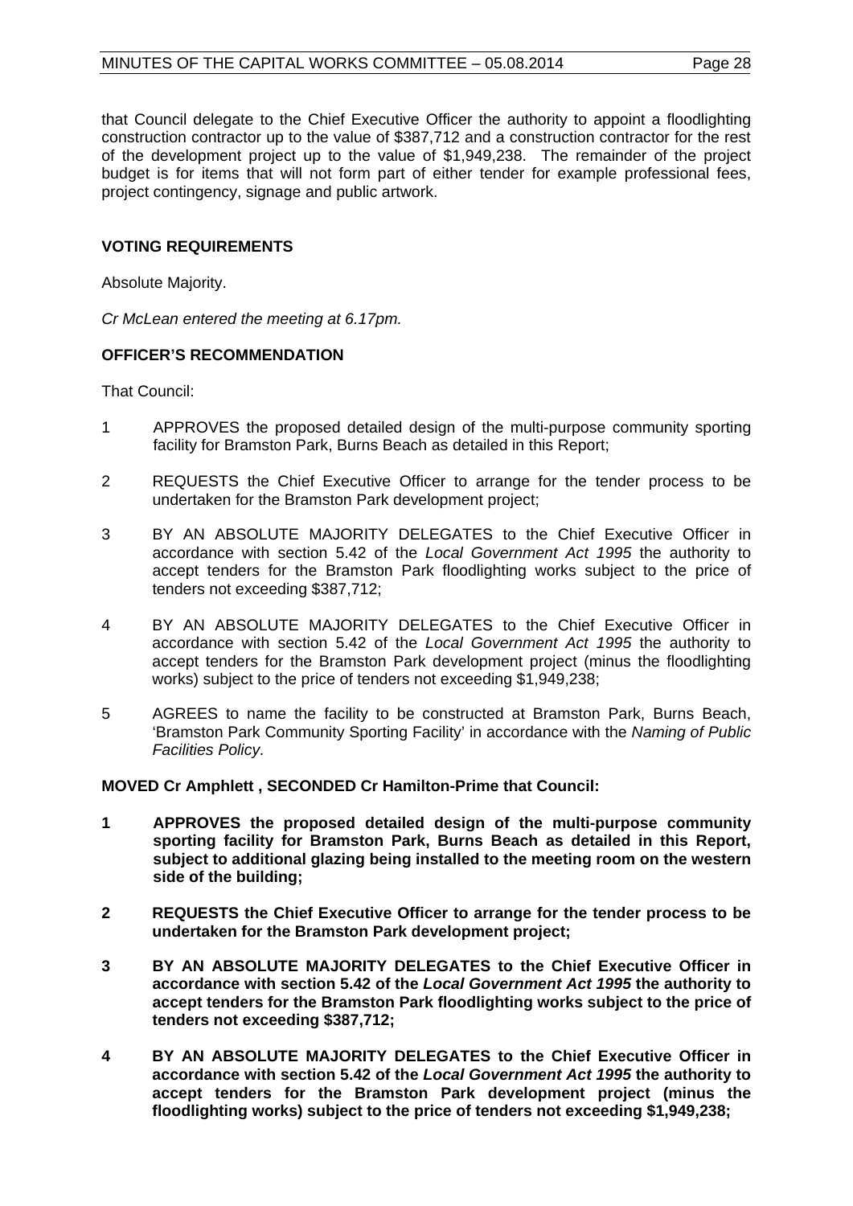that Council delegate to the Chief Executive Officer the authority to appoint a floodlighting construction contractor up to the value of $387,712 and a construction contractor for the rest of the development project up to the value of $1,949,238. The remainder of the project budget is for items that will not form part of either tender for example professional fees, project contingency, signage and public artwork.

**VOTING REQUIREMENTS**

Absolute Majority.

*Cr McLean entered the meeting at 6.17pm.*

**OFFICER'S RECOMMENDATION**

That Council:

1 APPROVES the proposed detailed design of the multi-purpose community sporting facility for Bramston Park, Burns Beach as detailed in this Report;

2 REQUESTS the Chief Executive Officer to arrange for the tender process to be undertaken for the Bramston Park development project;

3 BY AN ABSOLUTE MAJORITY DELEGATES to the Chief Executive Officer in accordance with section 5.42 of the *Local Government Act 1995* the authority to accept tenders for the Bramston Park floodlighting works subject to the price of tenders not exceeding $387,712;

4 BY AN ABSOLUTE MAJORITY DELEGATES to the Chief Executive Officer in accordance with section 5.42 of the *Local Government Act 1995* the authority to accept tenders for the Bramston Park development project (minus the floodlighting works) subject to the price of tenders not exceeding $1,949,238;

5 AGREES to name the facility to be constructed at Bramston Park, Burns Beach, 'Bramston Park Community Sporting Facility' in accordance with the *Naming of Public Facilities Policy.*

**MOVED Cr Amphlett , SECONDED Cr Hamilton-Prime that Council:**

**1 APPROVES the proposed detailed design of the multi-purpose community sporting facility for Bramston Park, Burns Beach as detailed in this Report, subject to additional glazing being installed to the meeting room on the western side of the building;**

**2 REQUESTS the Chief Executive Officer to arrange for the tender process to be undertaken for the Bramston Park development project;**

**3 BY AN ABSOLUTE MAJORITY DELEGATES to the Chief Executive Officer in accordance with section 5.42 of the *Local Government Act 1995* the authority to accept tenders for the Bramston Park floodlighting works subject to the price of tenders not exceeding $387,712;**

**4 BY AN ABSOLUTE MAJORITY DELEGATES to the Chief Executive Officer in accordance with section 5.42 of the *Local Government Act 1995* the authority to accept tenders for the Bramston Park development project (minus the floodlighting works) subject to the price of tenders not exceeding $1,949,238;**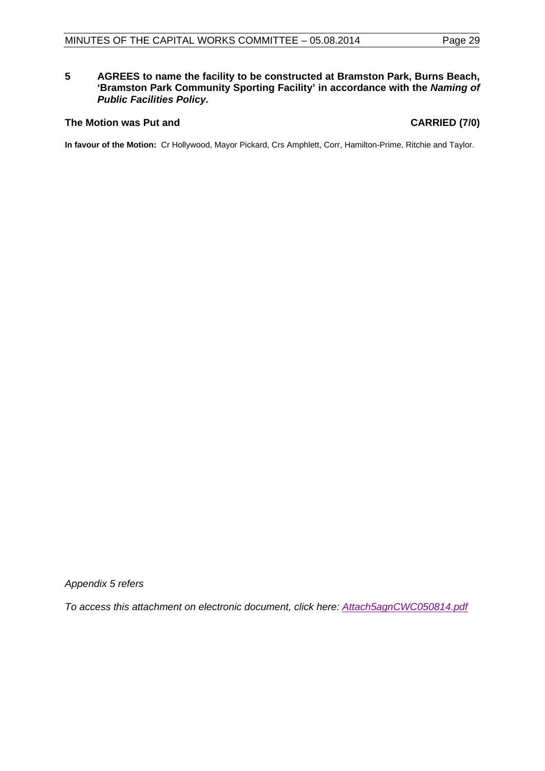**5 AGREES to name the facility to be constructed at Bramston Park, Burns Beach, 'Bramston Park Community Sporting Facility' in accordance with the *Naming of Public Facilities Policy.***

**The Motion was Put and CARRIED (7/0)**

**In favour of the Motion:** Cr Hollywood, Mayor Pickard, Crs Amphlett, Corr, Hamilton-Prime, Ritchie and Taylor.

*Appendix 5 refers*

*To access this attachment on electronic document, click here: Attach5agnCWC050814.pdf*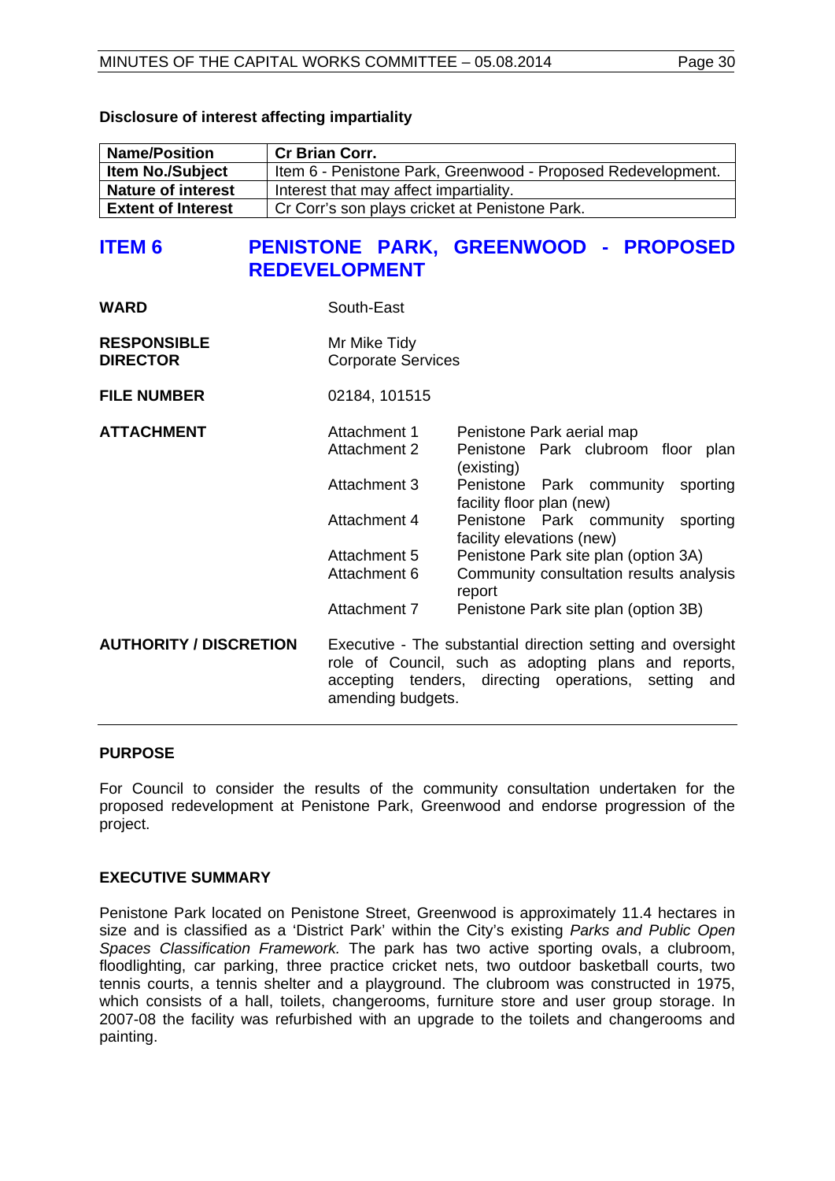**Disclosure of interest affecting impartiality**

| **Name/Position** | **Cr Brian Corr.** |
|---|---|
| **Item No./Subject** | Item 6 - Penistone Park, Greenwood - Proposed Redevelopment. |
| **Nature of interest** | Interest that may affect impartiality. |
| **Extent of Interest** | Cr Corr's son plays cricket at Penistone Park. |

## ITEM 6 PENISTONE PARK, GREENWOOD - PROPOSED REDEVELOPMENT

| | |
|---|---|
| **WARD** | South-East |
| **RESPONSIBLE DIRECTOR** | Mr Mike Tidy<br>Corporate Services |
| **FILE NUMBER** | 02184, 101515 |
| **ATTACHMENT** | Attachment 1 Penistone Park aerial map<br>Attachment 2 Penistone Park clubroom floor plan (existing)<br>Attachment 3 Penistone Park community sporting facility floor plan (new)<br>Attachment 4 Penistone Park community sporting facility elevations (new)<br>Attachment 5 Penistone Park site plan (option 3A)<br>Attachment 6 Community consultation results analysis report<br>Attachment 7 Penistone Park site plan (option 3B) |
| **AUTHORITY / DISCRETION** | Executive - The substantial direction setting and oversight role of Council, such as adopting plans and reports, accepting tenders, directing operations, setting and amending budgets. |

### PURPOSE

For Council to consider the results of the community consultation undertaken for the proposed redevelopment at Penistone Park, Greenwood and endorse progression of the project.

### EXECUTIVE SUMMARY

Penistone Park located on Penistone Street, Greenwood is approximately 11.4 hectares in size and is classified as a 'District Park' within the City's existing *Parks and Public Open Spaces Classification Framework.* The park has two active sporting ovals, a clubroom, floodlighting, car parking, three practice cricket nets, two outdoor basketball courts, two tennis courts, a tennis shelter and a playground. The clubroom was constructed in 1975, which consists of a hall, toilets, changerooms, furniture store and user group storage. In 2007-08 the facility was refurbished with an upgrade to the toilets and changerooms and painting.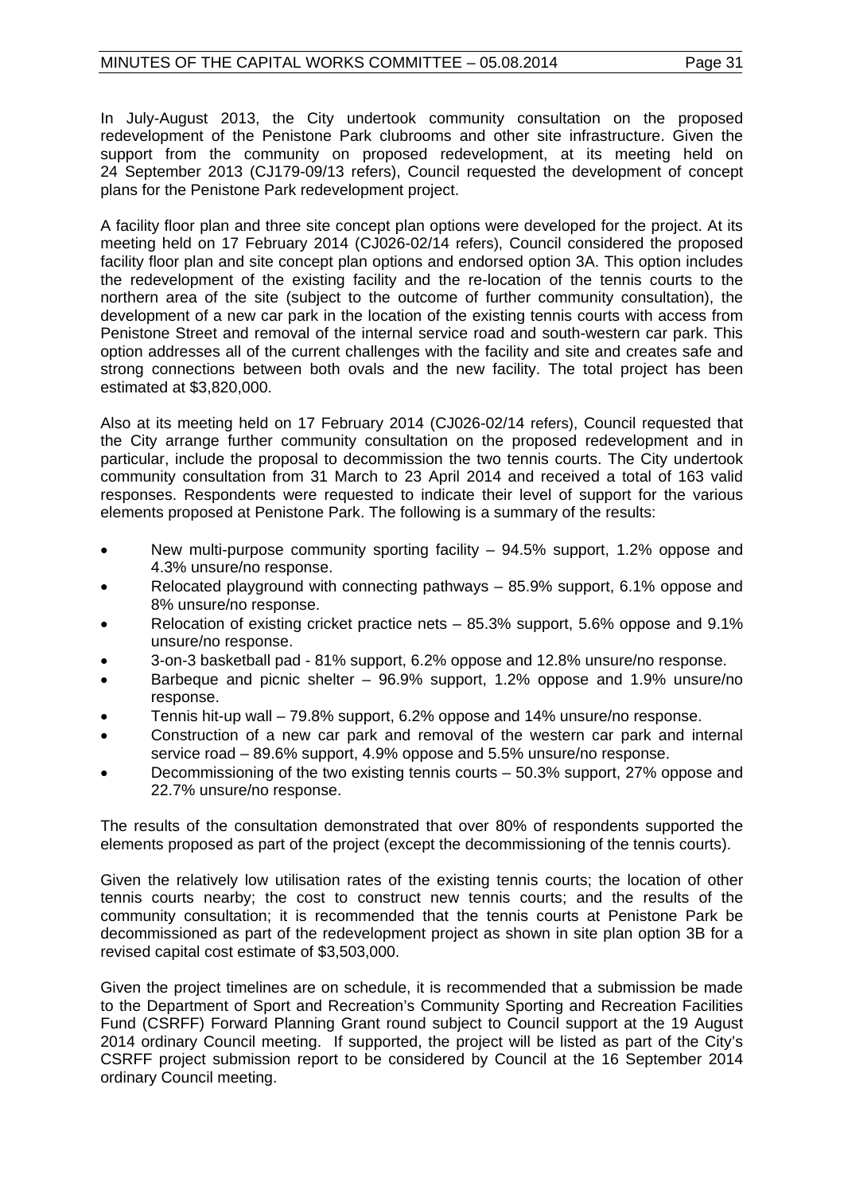In July-August 2013, the City undertook community consultation on the proposed redevelopment of the Penistone Park clubrooms and other site infrastructure. Given the support from the community on proposed redevelopment, at its meeting held on 24 September 2013 (CJ179-09/13 refers), Council requested the development of concept plans for the Penistone Park redevelopment project.

A facility floor plan and three site concept plan options were developed for the project. At its meeting held on 17 February 2014 (CJ026-02/14 refers), Council considered the proposed facility floor plan and site concept plan options and endorsed option 3A. This option includes the redevelopment of the existing facility and the re-location of the tennis courts to the northern area of the site (subject to the outcome of further community consultation), the development of a new car park in the location of the existing tennis courts with access from Penistone Street and removal of the internal service road and south-western car park. This option addresses all of the current challenges with the facility and site and creates safe and strong connections between both ovals and the new facility. The total project has been estimated at $3,820,000.

Also at its meeting held on 17 February 2014 (CJ026-02/14 refers), Council requested that the City arrange further community consultation on the proposed redevelopment and in particular, include the proposal to decommission the two tennis courts. The City undertook community consultation from 31 March to 23 April 2014 and received a total of 163 valid responses. Respondents were requested to indicate their level of support for the various elements proposed at Penistone Park. The following is a summary of the results:

- New multi-purpose community sporting facility – 94.5% support, 1.2% oppose and 4.3% unsure/no response.
- Relocated playground with connecting pathways – 85.9% support, 6.1% oppose and 8% unsure/no response.
- Relocation of existing cricket practice nets – 85.3% support, 5.6% oppose and 9.1% unsure/no response.
- 3-on-3 basketball pad - 81% support, 6.2% oppose and 12.8% unsure/no response.
- Barbeque and picnic shelter – 96.9% support, 1.2% oppose and 1.9% unsure/no response.
- Tennis hit-up wall – 79.8% support, 6.2% oppose and 14% unsure/no response.
- Construction of a new car park and removal of the western car park and internal service road – 89.6% support, 4.9% oppose and 5.5% unsure/no response.
- Decommissioning of the two existing tennis courts – 50.3% support, 27% oppose and 22.7% unsure/no response.

The results of the consultation demonstrated that over 80% of respondents supported the elements proposed as part of the project (except the decommissioning of the tennis courts).

Given the relatively low utilisation rates of the existing tennis courts; the location of other tennis courts nearby; the cost to construct new tennis courts; and the results of the community consultation; it is recommended that the tennis courts at Penistone Park be decommissioned as part of the redevelopment project as shown in site plan option 3B for a revised capital cost estimate of $3,503,000.

Given the project timelines are on schedule, it is recommended that a submission be made to the Department of Sport and Recreation's Community Sporting and Recreation Facilities Fund (CSRFF) Forward Planning Grant round subject to Council support at the 19 August 2014 ordinary Council meeting. If supported, the project will be listed as part of the City's CSRFF project submission report to be considered by Council at the 16 September 2014 ordinary Council meeting.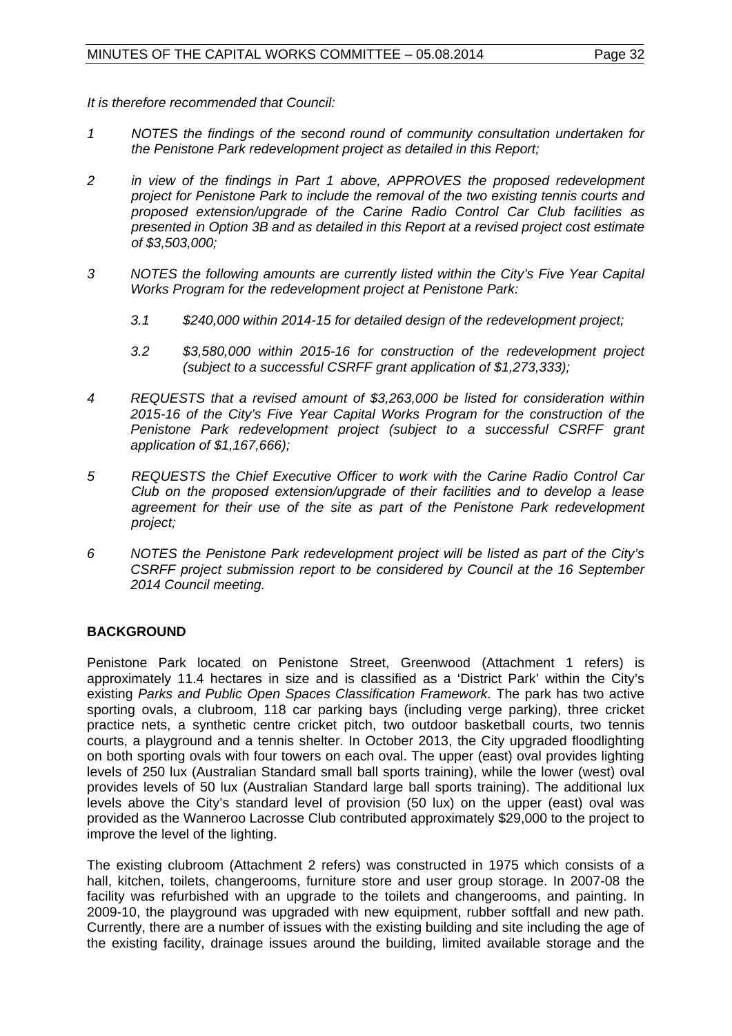*It is therefore recommended that Council:*

1. *NOTES the findings of the second round of community consultation undertaken for the Penistone Park redevelopment project as detailed in this Report;*

2. *in view of the findings in Part 1 above, APPROVES the proposed redevelopment project for Penistone Park to include the removal of the two existing tennis courts and proposed extension/upgrade of the Carine Radio Control Car Club facilities as presented in Option 3B and as detailed in this Report at a revised project cost estimate of $3,503,000;*

3. *NOTES the following amounts are currently listed within the City's Five Year Capital Works Program for the redevelopment project at Penistone Park:*

   3.1 *$240,000 within 2014-15 for detailed design of the redevelopment project;*

   3.2 *$3,580,000 within 2015-16 for construction of the redevelopment project (subject to a successful CSRFF grant application of $1,273,333);*

4. *REQUESTS that a revised amount of $3,263,000 be listed for consideration within 2015-16 of the City's Five Year Capital Works Program for the construction of the Penistone Park redevelopment project (subject to a successful CSRFF grant application of $1,167,666);*

5. *REQUESTS the Chief Executive Officer to work with the Carine Radio Control Car Club on the proposed extension/upgrade of their facilities and to develop a lease agreement for their use of the site as part of the Penistone Park redevelopment project;*

6. *NOTES the Penistone Park redevelopment project will be listed as part of the City's CSRFF project submission report to be considered by Council at the 16 September 2014 Council meeting.*

## BACKGROUND

Penistone Park located on Penistone Street, Greenwood (Attachment 1 refers) is approximately 11.4 hectares in size and is classified as a 'District Park' within the City's existing *Parks and Public Open Spaces Classification Framework.* The park has two active sporting ovals, a clubroom, 118 car parking bays (including verge parking), three cricket practice nets, a synthetic centre cricket pitch, two outdoor basketball courts, two tennis courts, a playground and a tennis shelter. In October 2013, the City upgraded floodlighting on both sporting ovals with four towers on each oval. The upper (east) oval provides lighting levels of 250 lux (Australian Standard small ball sports training), while the lower (west) oval provides levels of 50 lux (Australian Standard large ball sports training). The additional lux levels above the City's standard level of provision (50 lux) on the upper (east) oval was provided as the Wanneroo Lacrosse Club contributed approximately $29,000 to the project to improve the level of the lighting.

The existing clubroom (Attachment 2 refers) was constructed in 1975 which consists of a hall, kitchen, toilets, changerooms, furniture store and user group storage. In 2007-08 the facility was refurbished with an upgrade to the toilets and changerooms, and painting. In 2009-10, the playground was upgraded with new equipment, rubber softfall and new path. Currently, there are a number of issues with the existing building and site including the age of the existing facility, drainage issues around the building, limited available storage and the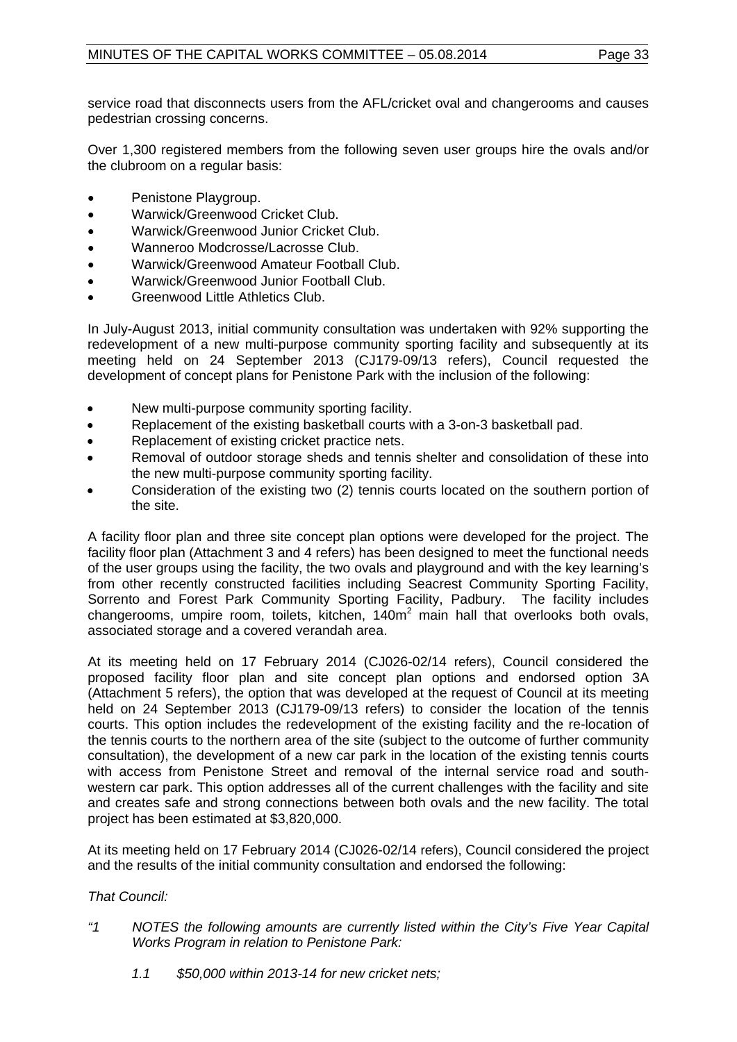service road that disconnects users from the AFL/cricket oval and changerooms and causes pedestrian crossing concerns.

Over 1,300 registered members from the following seven user groups hire the ovals and/or the clubroom on a regular basis:

- Penistone Playgroup.
- Warwick/Greenwood Cricket Club.
- Warwick/Greenwood Junior Cricket Club.
- Wanneroo Modcrosse/Lacrosse Club.
- Warwick/Greenwood Amateur Football Club.
- Warwick/Greenwood Junior Football Club.
- Greenwood Little Athletics Club.

In July-August 2013, initial community consultation was undertaken with 92% supporting the redevelopment of a new multi-purpose community sporting facility and subsequently at its meeting held on 24 September 2013 (CJ179-09/13 refers), Council requested the development of concept plans for Penistone Park with the inclusion of the following:

- New multi-purpose community sporting facility.
- Replacement of the existing basketball courts with a 3-on-3 basketball pad.
- Replacement of existing cricket practice nets.
- Removal of outdoor storage sheds and tennis shelter and consolidation of these into the new multi-purpose community sporting facility.
- Consideration of the existing two (2) tennis courts located on the southern portion of the site.

A facility floor plan and three site concept plan options were developed for the project. The facility floor plan (Attachment 3 and 4 refers) has been designed to meet the functional needs of the user groups using the facility, the two ovals and playground and with the key learning's from other recently constructed facilities including Seacrest Community Sporting Facility, Sorrento and Forest Park Community Sporting Facility, Padbury. The facility includes changerooms, umpire room, toilets, kitchen, $140m^2$ main hall that overlooks both ovals, associated storage and a covered verandah area.

At its meeting held on 17 February 2014 (CJ026-02/14 refers), Council considered the proposed facility floor plan and site concept plan options and endorsed option 3A (Attachment 5 refers), the option that was developed at the request of Council at its meeting held on 24 September 2013 (CJ179-09/13 refers) to consider the location of the tennis courts. This option includes the redevelopment of the existing facility and the re-location of the tennis courts to the northern area of the site (subject to the outcome of further community consultation), the development of a new car park in the location of the existing tennis courts with access from Penistone Street and removal of the internal service road and south-western car park. This option addresses all of the current challenges with the facility and site and creates safe and strong connections between both ovals and the new facility. The total project has been estimated at $3,820,000.

At its meeting held on 17 February 2014 (CJ026-02/14 refers), Council considered the project and the results of the initial community consultation and endorsed the following:

*That Council:*

*"1 NOTES the following amounts are currently listed within the City's Five Year Capital Works Program in relation to Penistone Park:*

*1.1 $50,000 within 2013-14 for new cricket nets;*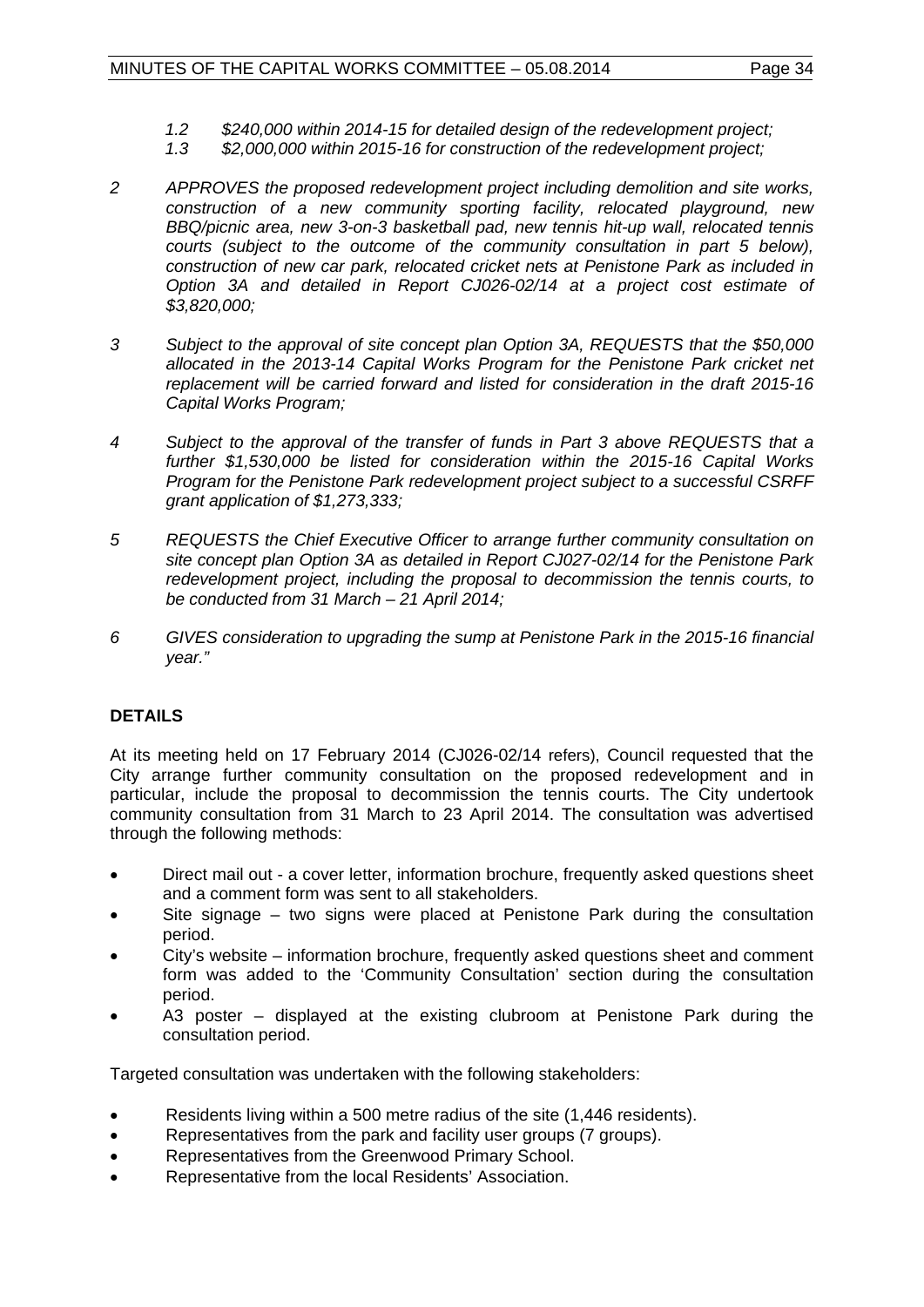*1.2 $240,000 within 2014-15 for detailed design of the redevelopment project;*
*1.3 $2,000,000 within 2015-16 for construction of the redevelopment project;*

*2 APPROVES the proposed redevelopment project including demolition and site works, construction of a new community sporting facility, relocated playground, new BBQ/picnic area, new 3-on-3 basketball pad, new tennis hit-up wall, relocated tennis courts (subject to the outcome of the community consultation in part 5 below), construction of new car park, relocated cricket nets at Penistone Park as included in Option 3A and detailed in Report CJ026-02/14 at a project cost estimate of $3,820,000;*

*3 Subject to the approval of site concept plan Option 3A, REQUESTS that the $50,000 allocated in the 2013-14 Capital Works Program for the Penistone Park cricket net replacement will be carried forward and listed for consideration in the draft 2015-16 Capital Works Program;*

*4 Subject to the approval of the transfer of funds in Part 3 above REQUESTS that a further $1,530,000 be listed for consideration within the 2015-16 Capital Works Program for the Penistone Park redevelopment project subject to a successful CSRFF grant application of $1,273,333;*

*5 REQUESTS the Chief Executive Officer to arrange further community consultation on site concept plan Option 3A as detailed in Report CJ027-02/14 for the Penistone Park redevelopment project, including the proposal to decommission the tennis courts, to be conducted from 31 March – 21 April 2014;*

*6 GIVES consideration to upgrading the sump at Penistone Park in the 2015-16 financial year."*

## DETAILS

At its meeting held on 17 February 2014 (CJ026-02/14 refers), Council requested that the City arrange further community consultation on the proposed redevelopment and in particular, include the proposal to decommission the tennis courts. The City undertook community consultation from 31 March to 23 April 2014. The consultation was advertised through the following methods:

- Direct mail out - a cover letter, information brochure, frequently asked questions sheet and a comment form was sent to all stakeholders.
- Site signage – two signs were placed at Penistone Park during the consultation period.
- City's website – information brochure, frequently asked questions sheet and comment form was added to the 'Community Consultation' section during the consultation period.
- A3 poster – displayed at the existing clubroom at Penistone Park during the consultation period.

Targeted consultation was undertaken with the following stakeholders:

- Residents living within a 500 metre radius of the site (1,446 residents).
- Representatives from the park and facility user groups (7 groups).
- Representatives from the Greenwood Primary School.
- Representative from the local Residents' Association.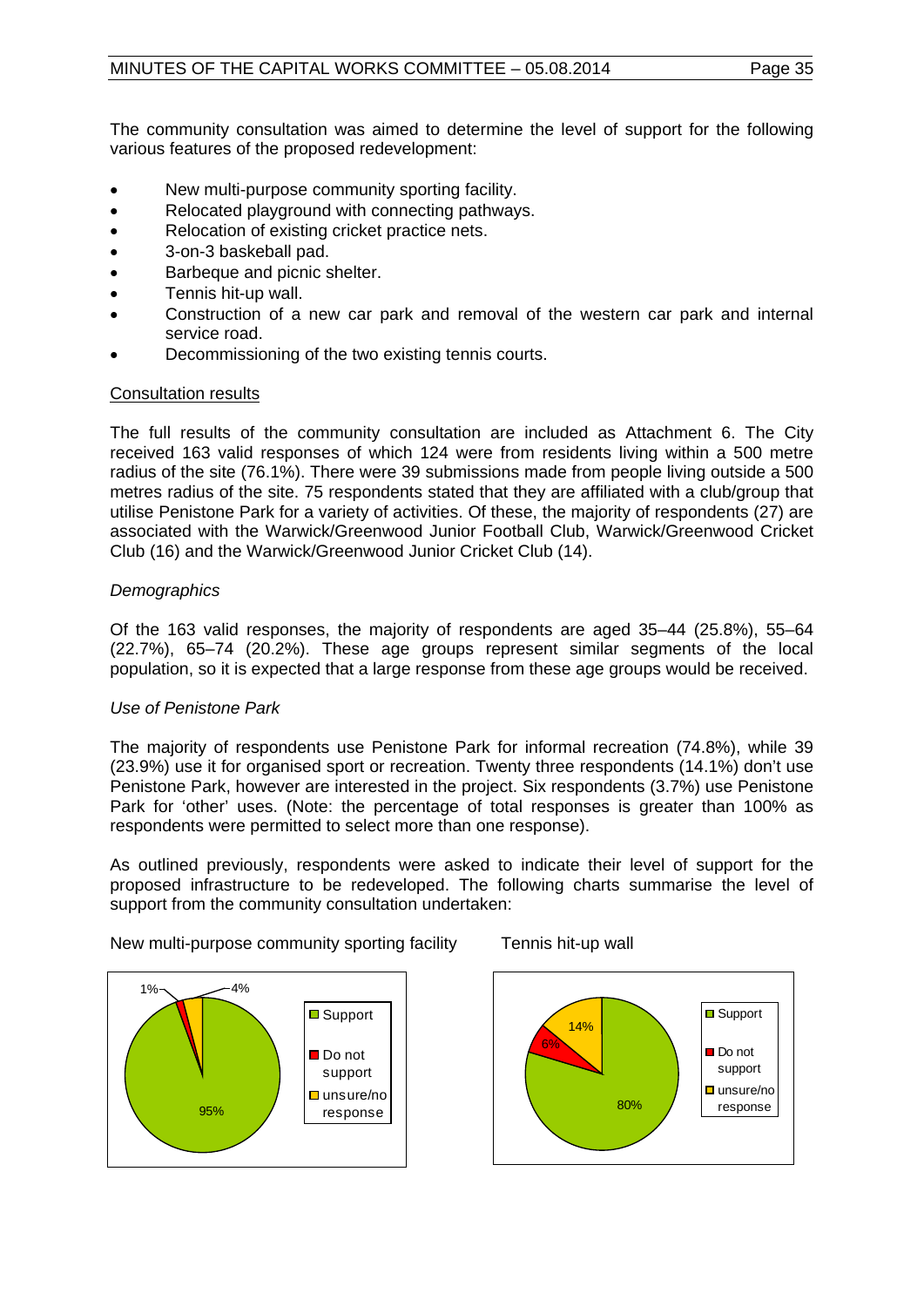The community consultation was aimed to determine the level of support for the following various features of the proposed redevelopment:

- New multi-purpose community sporting facility.
- Relocated playground with connecting pathways.
- Relocation of existing cricket practice nets.
- 3-on-3 baskeball pad.
- Barbeque and picnic shelter.
- Tennis hit-up wall.
- Construction of a new car park and removal of the western car park and internal service road.
- Decommissioning of the two existing tennis courts.

Consultation results

The full results of the community consultation are included as Attachment 6. The City received 163 valid responses of which 124 were from residents living within a 500 metre radius of the site (76.1%). There were 39 submissions made from people living outside a 500 metres radius of the site. 75 respondents stated that they are affiliated with a club/group that utilise Penistone Park for a variety of activities. Of these, the majority of respondents (27) are associated with the Warwick/Greenwood Junior Football Club, Warwick/Greenwood Cricket Club (16) and the Warwick/Greenwood Junior Cricket Club (14).

*Demographics*

Of the 163 valid responses, the majority of respondents are aged 35–44 (25.8%), 55–64 (22.7%), 65–74 (20.2%). These age groups represent similar segments of the local population, so it is expected that a large response from these age groups would be received.

*Use of Penistone Park*

The majority of respondents use Penistone Park for informal recreation (74.8%), while 39 (23.9%) use it for organised sport or recreation. Twenty three respondents (14.1%) don't use Penistone Park, however are interested in the project. Six respondents (3.7%) use Penistone Park for 'other' uses. (Note: the percentage of total responses is greater than 100% as respondents were permitted to select more than one response).

As outlined previously, respondents were asked to indicate their level of support for the proposed infrastructure to be redeveloped. The following charts summarise the level of support from the community consultation undertaken:

New multi-purpose community sporting facility

| Response | Percentage |
|---|---|
| Support | 95% |
| Do not support | 1% |
| unsure/no response | 4% |

Tennis hit-up wall

| Response | Percentage |
|---|---|
| Support | 80% |
| Do not support | 6% |
| unsure/no response | 14% |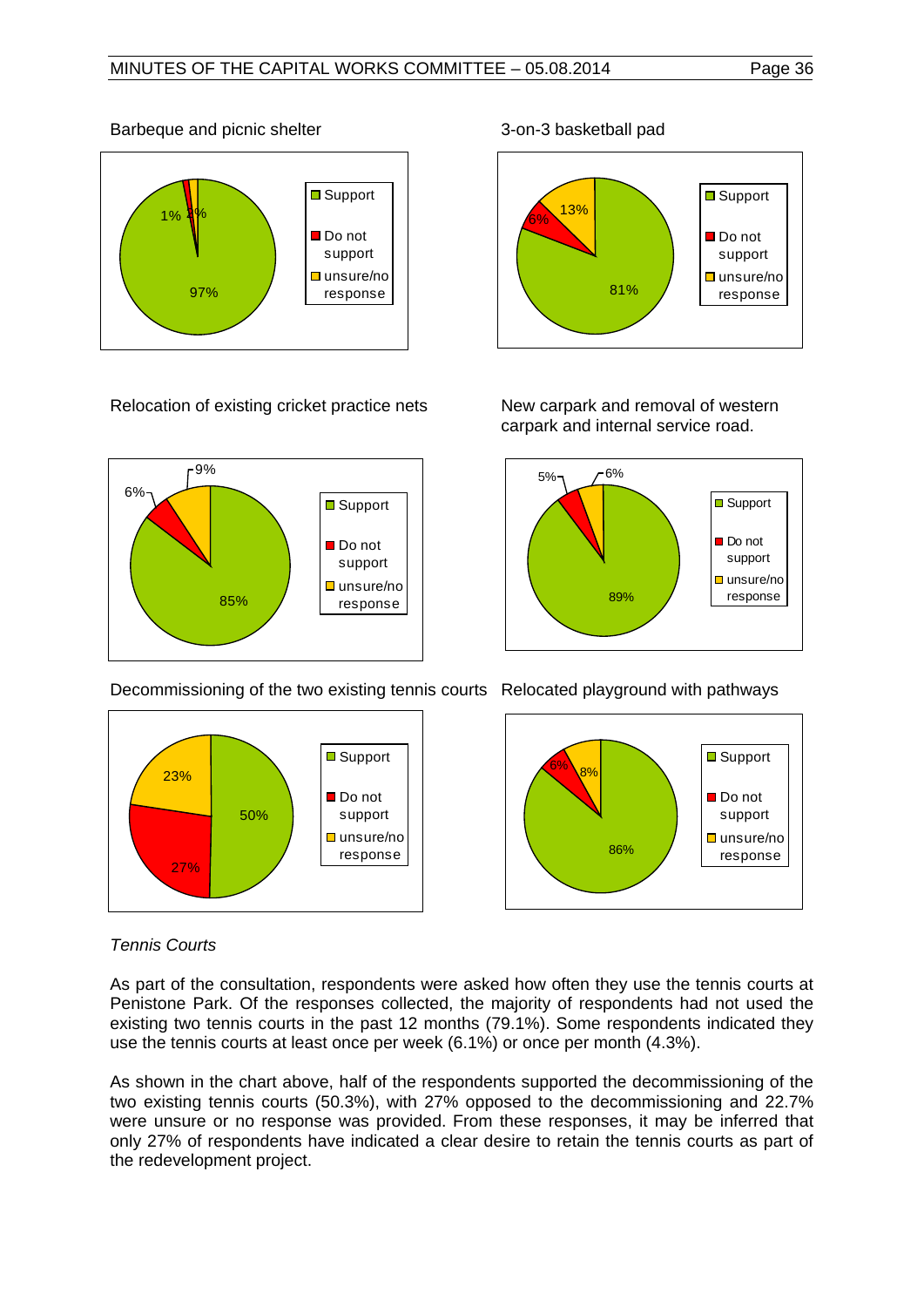Barbeque and picnic shelter

| | % |
|---|---|
| Support | 97% |
| Do not support | 1% |
| unsure/no response | 1% |

3-on-3 basketball pad

| | % |
|---|---|
| Support | 81% |
| Do not support | 6% |
| unsure/no response | 13% |

Relocation of existing cricket practice nets

| | % |
|---|---|
| Support | 85% |
| Do not support | 6% |
| unsure/no response | 9% |

New carpark and removal of western carpark and internal service road.

| | % |
|---|---|
| Support | 89% |
| Do not support | 5% |
| unsure/no response | 6% |

Decommissioning of the two existing tennis courts

| | % |
|---|---|
| Support | 50% |
| Do not support | 27% |
| unsure/no response | 23% |

Relocated playground with pathways

| | % |
|---|---|
| Support | 86% |
| Do not support | 6% |
| unsure/no response | 8% |

*Tennis Courts*

As part of the consultation, respondents were asked how often they use the tennis courts at Penistone Park. Of the responses collected, the majority of respondents had not used the existing two tennis courts in the past 12 months (79.1%). Some respondents indicated they use the tennis courts at least once per week (6.1%) or once per month (4.3%).

As shown in the chart above, half of the respondents supported the decommissioning of the two existing tennis courts (50.3%), with 27% opposed to the decommissioning and 22.7% were unsure or no response was provided. From these responses, it may be inferred that only 27% of respondents have indicated a clear desire to retain the tennis courts as part of the redevelopment project.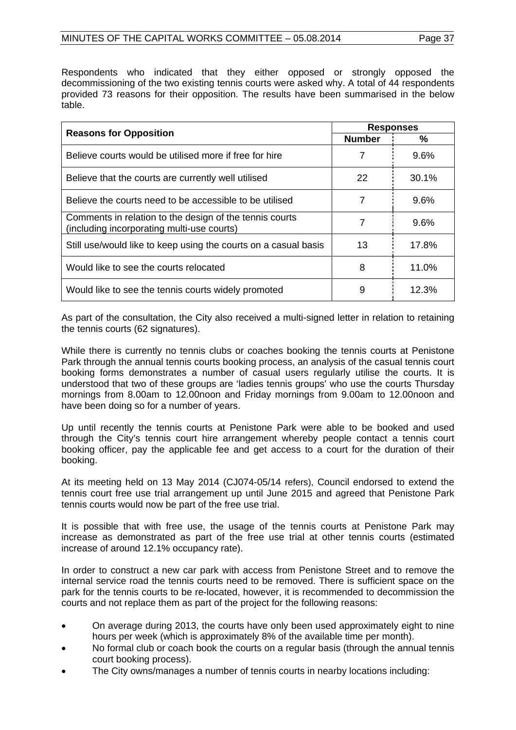Respondents who indicated that they either opposed or strongly opposed the decommissioning of the two existing tennis courts were asked why. A total of 44 respondents provided 73 reasons for their opposition. The results have been summarised in the below table.

| Reasons for Opposition | Responses | |
|---|---|---|
| | Number | % |
| Believe courts would be utilised more if free for hire | 7 | 9.6% |
| Believe that the courts are currently well utilised | 22 | 30.1% |
| Believe the courts need to be accessible to be utilised | 7 | 9.6% |
| Comments in relation to the design of the tennis courts (including incorporating multi-use courts) | 7 | 9.6% |
| Still use/would like to keep using the courts on a casual basis | 13 | 17.8% |
| Would like to see the courts relocated | 8 | 11.0% |
| Would like to see the tennis courts widely promoted | 9 | 12.3% |

As part of the consultation, the City also received a multi-signed letter in relation to retaining the tennis courts (62 signatures).

While there is currently no tennis clubs or coaches booking the tennis courts at Penistone Park through the annual tennis courts booking process, an analysis of the casual tennis court booking forms demonstrates a number of casual users regularly utilise the courts. It is understood that two of these groups are 'ladies tennis groups' who use the courts Thursday mornings from 8.00am to 12.00noon and Friday mornings from 9.00am to 12.00noon and have been doing so for a number of years.

Up until recently the tennis courts at Penistone Park were able to be booked and used through the City's tennis court hire arrangement whereby people contact a tennis court booking officer, pay the applicable fee and get access to a court for the duration of their booking.

At its meeting held on 13 May 2014 (CJ074-05/14 refers), Council endorsed to extend the tennis court free use trial arrangement up until June 2015 and agreed that Penistone Park tennis courts would now be part of the free use trial.

It is possible that with free use, the usage of the tennis courts at Penistone Park may increase as demonstrated as part of the free use trial at other tennis courts (estimated increase of around 12.1% occupancy rate).

In order to construct a new car park with access from Penistone Street and to remove the internal service road the tennis courts need to be removed. There is sufficient space on the park for the tennis courts to be re-located, however, it is recommended to decommission the courts and not replace them as part of the project for the following reasons:

- On average during 2013, the courts have only been used approximately eight to nine hours per week (which is approximately 8% of the available time per month).
- No formal club or coach book the courts on a regular basis (through the annual tennis court booking process).
- The City owns/manages a number of tennis courts in nearby locations including: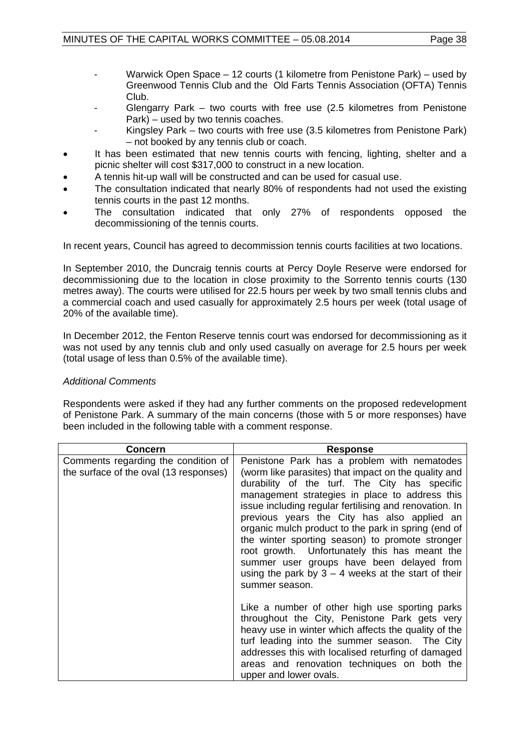- Warwick Open Space – 12 courts (1 kilometre from Penistone Park) – used by Greenwood Tennis Club and the Old Farts Tennis Association (OFTA) Tennis Club.
  - Glengarry Park – two courts with free use (2.5 kilometres from Penistone Park) – used by two tennis coaches.
  - Kingsley Park – two courts with free use (3.5 kilometres from Penistone Park) – not booked by any tennis club or coach.
- It has been estimated that new tennis courts with fencing, lighting, shelter and a picnic shelter will cost $317,000 to construct in a new location.
- A tennis hit-up wall will be constructed and can be used for casual use.
- The consultation indicated that nearly 80% of respondents had not used the existing tennis courts in the past 12 months.
- The consultation indicated that only 27% of respondents opposed the decommissioning of the tennis courts.

In recent years, Council has agreed to decommission tennis courts facilities at two locations.

In September 2010, the Duncraig tennis courts at Percy Doyle Reserve were endorsed for decommissioning due to the location in close proximity to the Sorrento tennis courts (130 metres away). The courts were utilised for 22.5 hours per week by two small tennis clubs and a commercial coach and used casually for approximately 2.5 hours per week (total usage of 20% of the available time).

In December 2012, the Fenton Reserve tennis court was endorsed for decommissioning as it was not used by any tennis club and only used casually on average for 2.5 hours per week (total usage of less than 0.5% of the available time).

*Additional Comments*

Respondents were asked if they had any further comments on the proposed redevelopment of Penistone Park. A summary of the main concerns (those with 5 or more responses) have been included in the following table with a comment response.

| Concern | Response |
|---|---|
| Comments regarding the condition of the surface of the oval (13 responses) | Penistone Park has a problem with nematodes (worm like parasites) that impact on the quality and durability of the turf. The City has specific management strategies in place to address this issue including regular fertilising and renovation. In previous years the City has also applied an organic mulch product to the park in spring (end of the winter sporting season) to promote stronger root growth. Unfortunately this has meant the summer user groups have been delayed from using the park by 3 – 4 weeks at the start of their summer season.<br><br>Like a number of other high use sporting parks throughout the City, Penistone Park gets very heavy use in winter which affects the quality of the turf leading into the summer season. The City addresses this with localised returfing of damaged areas and renovation techniques on both the upper and lower ovals. |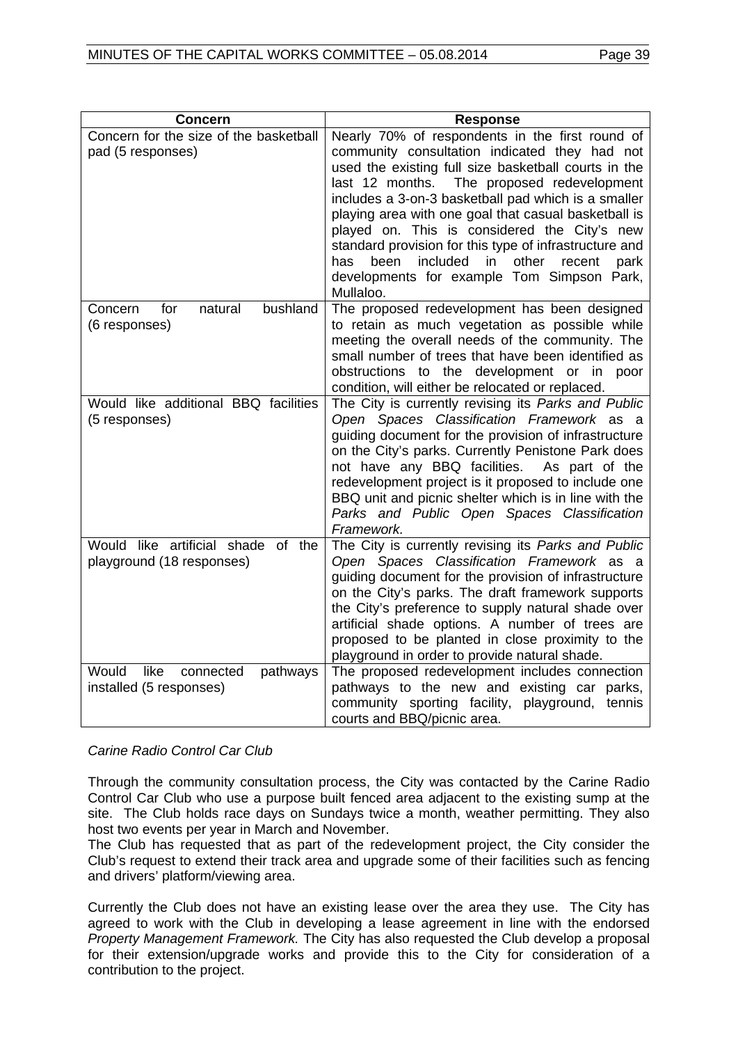| Concern | Response |
|---|---|
| Concern for the size of the basketball pad (5 responses) | Nearly 70% of respondents in the first round of community consultation indicated they had not used the existing full size basketball courts in the last 12 months. The proposed redevelopment includes a 3-on-3 basketball pad which is a smaller playing area with one goal that casual basketball is played on. This is considered the City's new standard provision for this type of infrastructure and has been included in other recent park developments for example Tom Simpson Park, Mullaloo. |
| Concern for natural bushland (6 responses) | The proposed redevelopment has been designed to retain as much vegetation as possible while meeting the overall needs of the community. The small number of trees that have been identified as obstructions to the development or in poor condition, will either be relocated or replaced. |
| Would like additional BBQ facilities (5 responses) | The City is currently revising its *Parks and Public Open Spaces Classification Framework* as a guiding document for the provision of infrastructure on the City's parks. Currently Penistone Park does not have any BBQ facilities. As part of the redevelopment project is it proposed to include one BBQ unit and picnic shelter which is in line with the *Parks and Public Open Spaces Classification Framework.* |
| Would like artificial shade of the playground (18 responses) | The City is currently revising its *Parks and Public Open Spaces Classification Framework* as a guiding document for the provision of infrastructure on the City's parks. The draft framework supports the City's preference to supply natural shade over artificial shade options. A number of trees are proposed to be planted in close proximity to the playground in order to provide natural shade. |
| Would like connected pathways installed (5 responses) | The proposed redevelopment includes connection pathways to the new and existing car parks, community sporting facility, playground, tennis courts and BBQ/picnic area. |

*Carine Radio Control Car Club*

Through the community consultation process, the City was contacted by the Carine Radio Control Car Club who use a purpose built fenced area adjacent to the existing sump at the site. The Club holds race days on Sundays twice a month, weather permitting. They also host two events per year in March and November.
The Club has requested that as part of the redevelopment project, the City consider the Club's request to extend their track area and upgrade some of their facilities such as fencing and drivers' platform/viewing area.

Currently the Club does not have an existing lease over the area they use. The City has agreed to work with the Club in developing a lease agreement in line with the endorsed *Property Management Framework.* The City has also requested the Club develop a proposal for their extension/upgrade works and provide this to the City for consideration of a contribution to the project.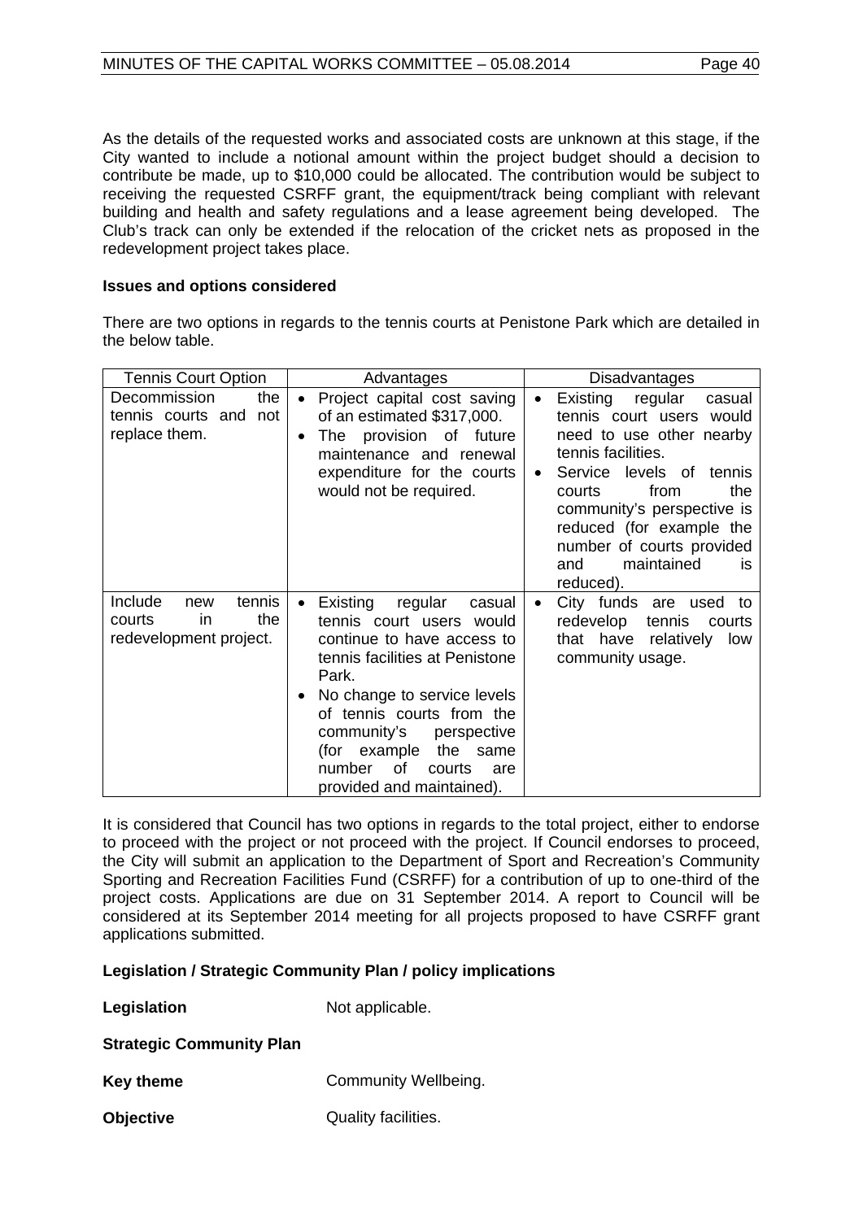As the details of the requested works and associated costs are unknown at this stage, if the City wanted to include a notional amount within the project budget should a decision to contribute be made, up to $10,000 could be allocated. The contribution would be subject to receiving the requested CSRFF grant, the equipment/track being compliant with relevant building and health and safety regulations and a lease agreement being developed. The Club's track can only be extended if the relocation of the cricket nets as proposed in the redevelopment project takes place.

**Issues and options considered**

There are two options in regards to the tennis courts at Penistone Park which are detailed in the below table.

| Tennis Court Option | Advantages | Disadvantages |
|---|---|---|
| Decommission the tennis courts and not replace them. | • Project capital cost saving of an estimated $317,000.<br>• The provision of future maintenance and renewal expenditure for the courts would not be required. | • Existing regular casual tennis court users would need to use other nearby tennis facilities.<br>• Service levels of tennis courts from the community's perspective is reduced (for example the number of courts provided and maintained is reduced). |
| Include new tennis courts in the redevelopment project. | • Existing regular casual tennis court users would continue to have access to tennis facilities at Penistone Park.<br>• No change to service levels of tennis courts from the community's perspective (for example the same number of courts are provided and maintained). | • City funds are used to redevelop tennis courts that have relatively low community usage. |

It is considered that Council has two options in regards to the total project, either to endorse to proceed with the project or not proceed with the project. If Council endorses to proceed, the City will submit an application to the Department of Sport and Recreation's Community Sporting and Recreation Facilities Fund (CSRFF) for a contribution of up to one-third of the project costs. Applications are due on 31 September 2014. A report to Council will be considered at its September 2014 meeting for all projects proposed to have CSRFF grant applications submitted.

**Legislation / Strategic Community Plan / policy implications**

**Legislation** Not applicable.

**Strategic Community Plan**

**Key theme** Community Wellbeing.

**Objective** Quality facilities.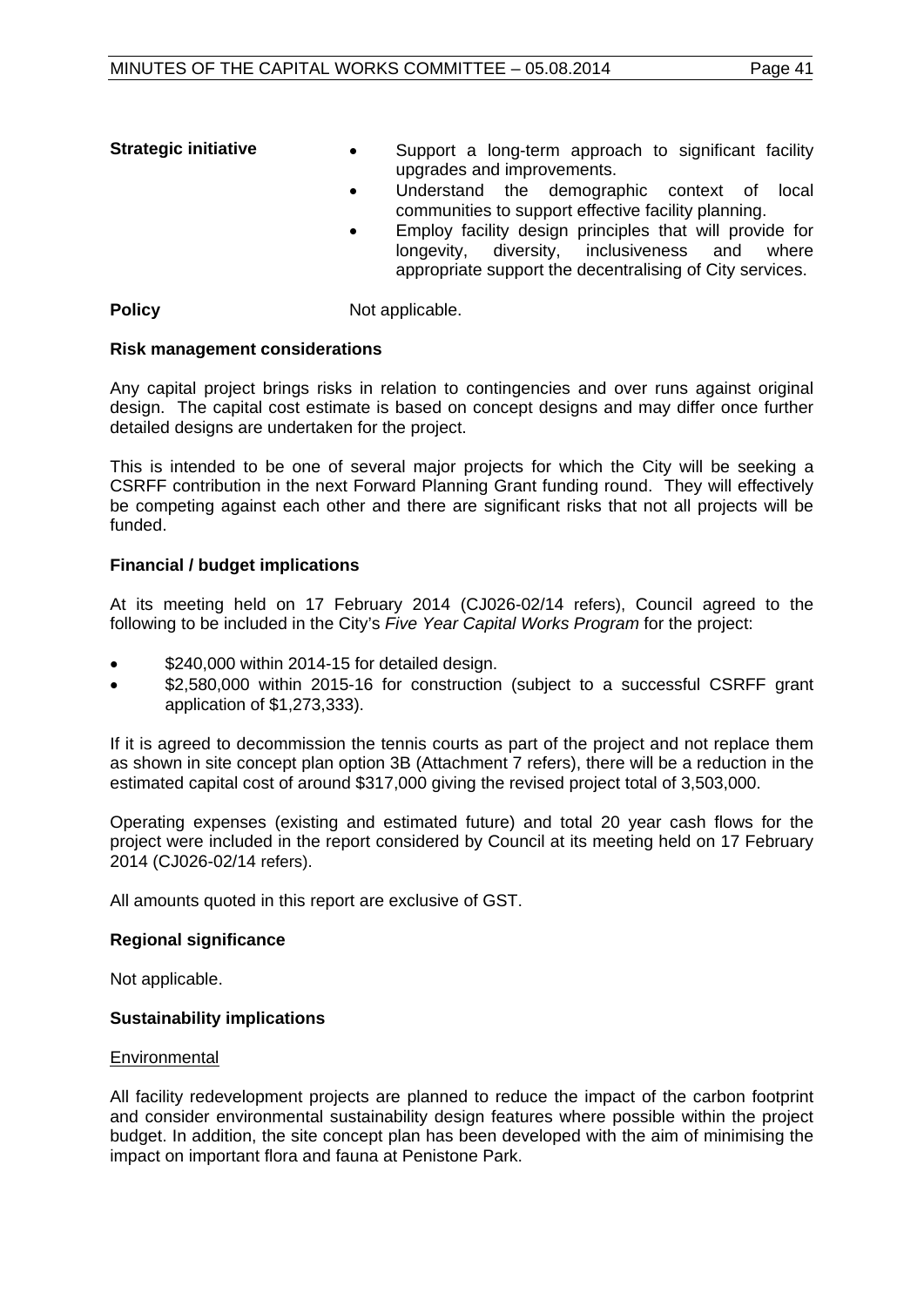**Strategic initiative**

- Support a long-term approach to significant facility upgrades and improvements.
- Understand the demographic context of local communities to support effective facility planning.
- Employ facility design principles that will provide for longevity, diversity, inclusiveness and where appropriate support the decentralising of City services.

**Policy** Not applicable.

**Risk management considerations**

Any capital project brings risks in relation to contingencies and over runs against original design. The capital cost estimate is based on concept designs and may differ once further detailed designs are undertaken for the project.

This is intended to be one of several major projects for which the City will be seeking a CSRFF contribution in the next Forward Planning Grant funding round. They will effectively be competing against each other and there are significant risks that not all projects will be funded.

**Financial / budget implications**

At its meeting held on 17 February 2014 (CJ026-02/14 refers), Council agreed to the following to be included in the City's *Five Year Capital Works Program* for the project:

- \$240,000 within 2014-15 for detailed design.
- \$2,580,000 within 2015-16 for construction (subject to a successful CSRFF grant application of \$1,273,333).

If it is agreed to decommission the tennis courts as part of the project and not replace them as shown in site concept plan option 3B (Attachment 7 refers), there will be a reduction in the estimated capital cost of around \$317,000 giving the revised project total of 3,503,000.

Operating expenses (existing and estimated future) and total 20 year cash flows for the project were included in the report considered by Council at its meeting held on 17 February 2014 (CJ026-02/14 refers).

All amounts quoted in this report are exclusive of GST.

**Regional significance**

Not applicable.

**Sustainability implications**

Environmental

All facility redevelopment projects are planned to reduce the impact of the carbon footprint and consider environmental sustainability design features where possible within the project budget. In addition, the site concept plan has been developed with the aim of minimising the impact on important flora and fauna at Penistone Park.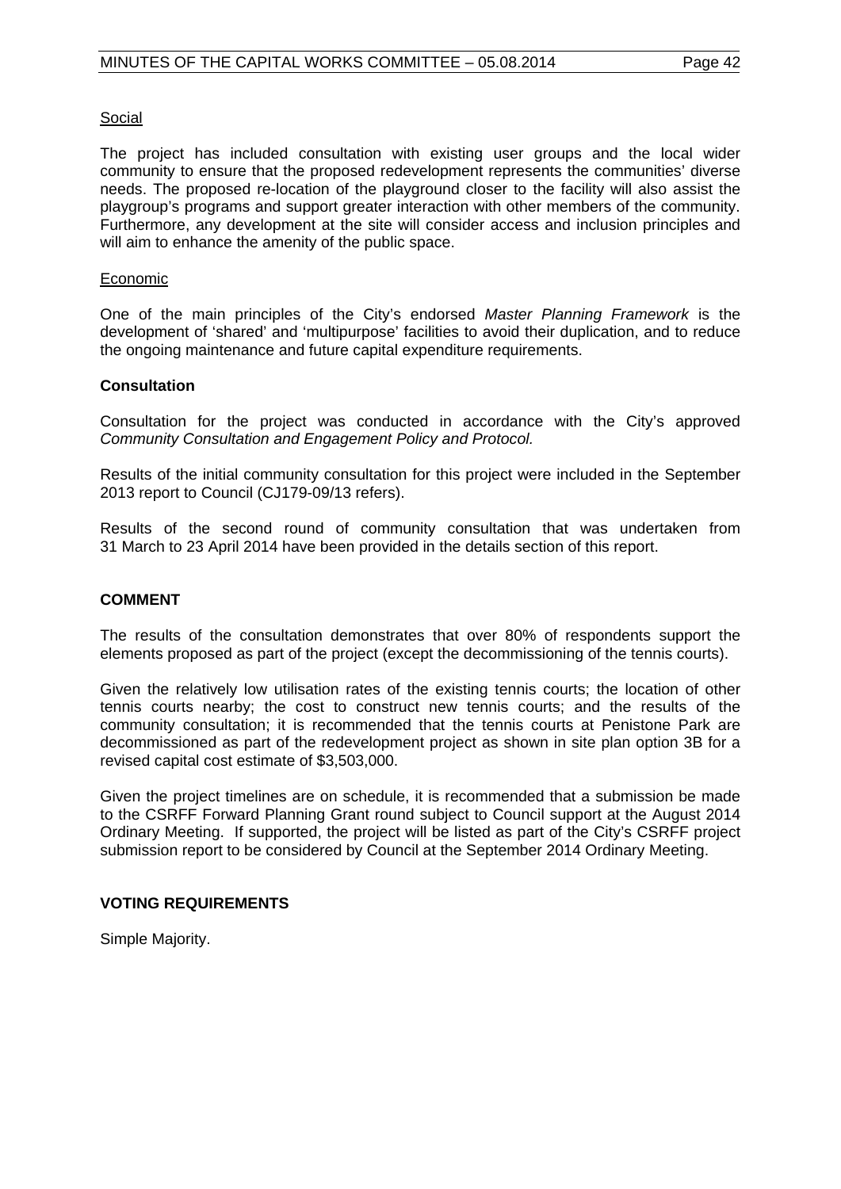Social

The project has included consultation with existing user groups and the local wider community to ensure that the proposed redevelopment represents the communities' diverse needs. The proposed re-location of the playground closer to the facility will also assist the playgroup's programs and support greater interaction with other members of the community. Furthermore, any development at the site will consider access and inclusion principles and will aim to enhance the amenity of the public space.

Economic

One of the main principles of the City's endorsed *Master Planning Framework* is the development of 'shared' and 'multipurpose' facilities to avoid their duplication, and to reduce the ongoing maintenance and future capital expenditure requirements.

**Consultation**

Consultation for the project was conducted in accordance with the City's approved *Community Consultation and Engagement Policy and Protocol.*

Results of the initial community consultation for this project were included in the September 2013 report to Council (CJ179-09/13 refers).

Results of the second round of community consultation that was undertaken from 31 March to 23 April 2014 have been provided in the details section of this report.

**COMMENT**

The results of the consultation demonstrates that over 80% of respondents support the elements proposed as part of the project (except the decommissioning of the tennis courts).

Given the relatively low utilisation rates of the existing tennis courts; the location of other tennis courts nearby; the cost to construct new tennis courts; and the results of the community consultation; it is recommended that the tennis courts at Penistone Park are decommissioned as part of the redevelopment project as shown in site plan option 3B for a revised capital cost estimate of $3,503,000.

Given the project timelines are on schedule, it is recommended that a submission be made to the CSRFF Forward Planning Grant round subject to Council support at the August 2014 Ordinary Meeting. If supported, the project will be listed as part of the City's CSRFF project submission report to be considered by Council at the September 2014 Ordinary Meeting.

**VOTING REQUIREMENTS**

Simple Majority.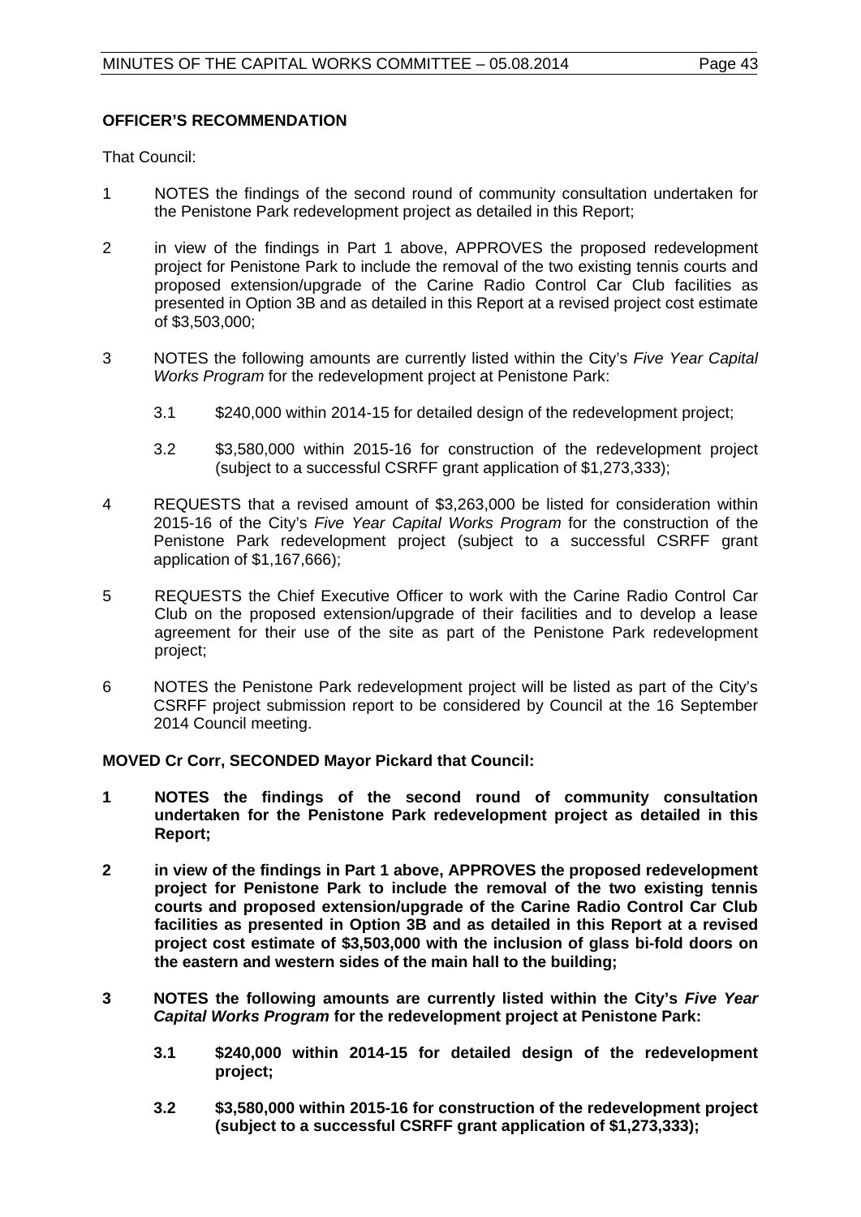**OFFICER'S RECOMMENDATION**

That Council:

1 NOTES the findings of the second round of community consultation undertaken for the Penistone Park redevelopment project as detailed in this Report;

2 in view of the findings in Part 1 above, APPROVES the proposed redevelopment project for Penistone Park to include the removal of the two existing tennis courts and proposed extension/upgrade of the Carine Radio Control Car Club facilities as presented in Option 3B and as detailed in this Report at a revised project cost estimate of $3,503,000;

3 NOTES the following amounts are currently listed within the City's *Five Year Capital Works Program* for the redevelopment project at Penistone Park:

   3.1 $240,000 within 2014-15 for detailed design of the redevelopment project;

   3.2 $3,580,000 within 2015-16 for construction of the redevelopment project (subject to a successful CSRFF grant application of $1,273,333);

4 REQUESTS that a revised amount of $3,263,000 be listed for consideration within 2015-16 of the City's *Five Year Capital Works Program* for the construction of the Penistone Park redevelopment project (subject to a successful CSRFF grant application of $1,167,666);

5 REQUESTS the Chief Executive Officer to work with the Carine Radio Control Car Club on the proposed extension/upgrade of their facilities and to develop a lease agreement for their use of the site as part of the Penistone Park redevelopment project;

6 NOTES the Penistone Park redevelopment project will be listed as part of the City's CSRFF project submission report to be considered by Council at the 16 September 2014 Council meeting.

**MOVED Cr Corr, SECONDED Mayor Pickard that Council:**

**1 NOTES the findings of the second round of community consultation undertaken for the Penistone Park redevelopment project as detailed in this Report;**

**2 in view of the findings in Part 1 above, APPROVES the proposed redevelopment project for Penistone Park to include the removal of the two existing tennis courts and proposed extension/upgrade of the Carine Radio Control Car Club facilities as presented in Option 3B and as detailed in this Report at a revised project cost estimate of $3,503,000 with the inclusion of glass bi-fold doors on the eastern and western sides of the main hall to the building;**

**3 NOTES the following amounts are currently listed within the City's *Five Year Capital Works Program* for the redevelopment project at Penistone Park:**

   **3.1 $240,000 within 2014-15 for detailed design of the redevelopment project;**

   **3.2 $3,580,000 within 2015-16 for construction of the redevelopment project (subject to a successful CSRFF grant application of $1,273,333);**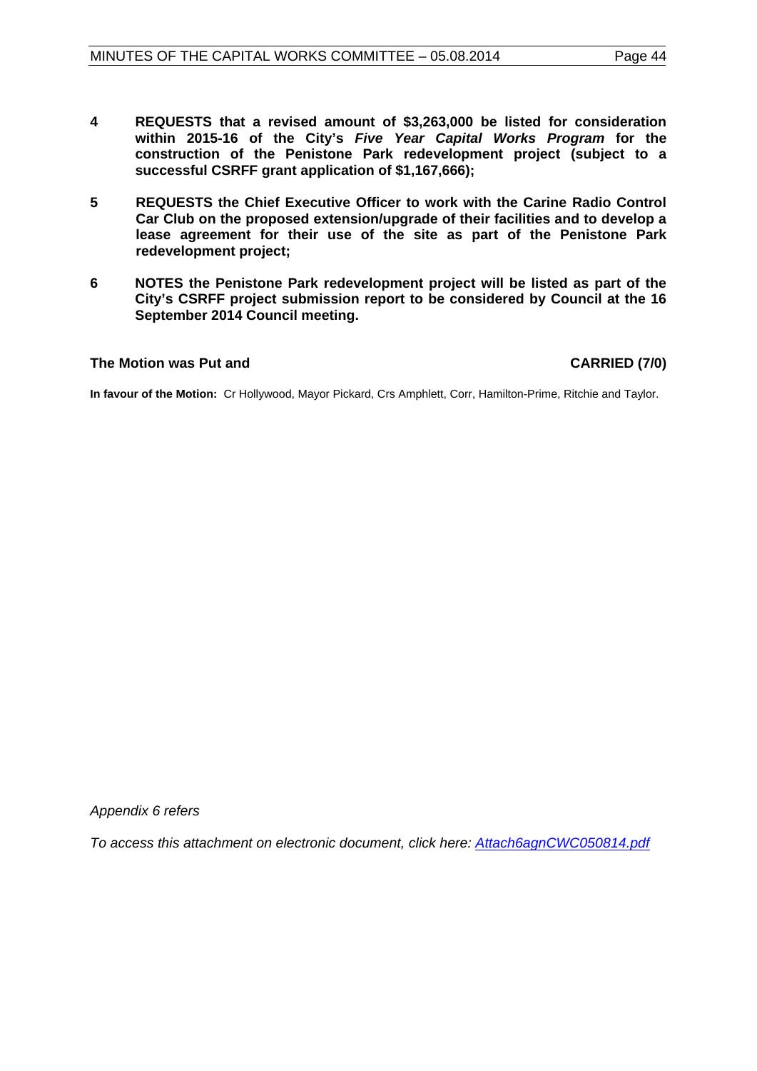**4 REQUESTS that a revised amount of $3,263,000 be listed for consideration within 2015-16 of the City's *Five Year Capital Works Program* for the construction of the Penistone Park redevelopment project (subject to a successful CSRFF grant application of $1,167,666);**

**5 REQUESTS the Chief Executive Officer to work with the Carine Radio Control Car Club on the proposed extension/upgrade of their facilities and to develop a lease agreement for their use of the site as part of the Penistone Park redevelopment project;**

**6 NOTES the Penistone Park redevelopment project will be listed as part of the City's CSRFF project submission report to be considered by Council at the 16 September 2014 Council meeting.**

**The Motion was Put and CARRIED (7/0)**

**In favour of the Motion:** Cr Hollywood, Mayor Pickard, Crs Amphlett, Corr, Hamilton-Prime, Ritchie and Taylor.

*Appendix 6 refers*

*To access this attachment on electronic document, click here: Attach6agnCWC050814.pdf*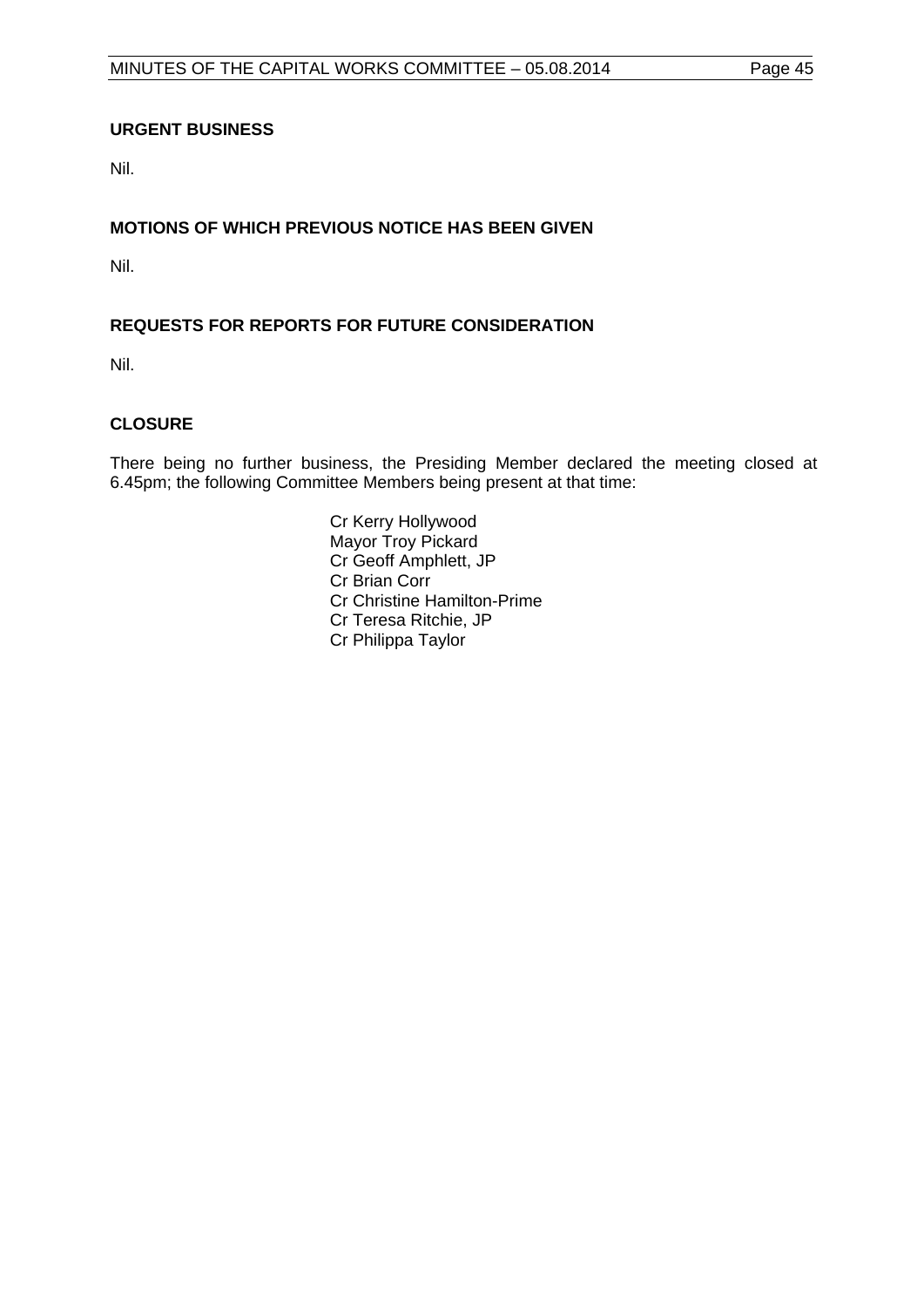## URGENT BUSINESS

Nil.

## MOTIONS OF WHICH PREVIOUS NOTICE HAS BEEN GIVEN

Nil.

## REQUESTS FOR REPORTS FOR FUTURE CONSIDERATION

Nil.

## CLOSURE

There being no further business, the Presiding Member declared the meeting closed at 6.45pm; the following Committee Members being present at that time:

Cr Kerry Hollywood
Mayor Troy Pickard
Cr Geoff Amphlett, JP
Cr Brian Corr
Cr Christine Hamilton-Prime
Cr Teresa Ritchie, JP
Cr Philippa Taylor